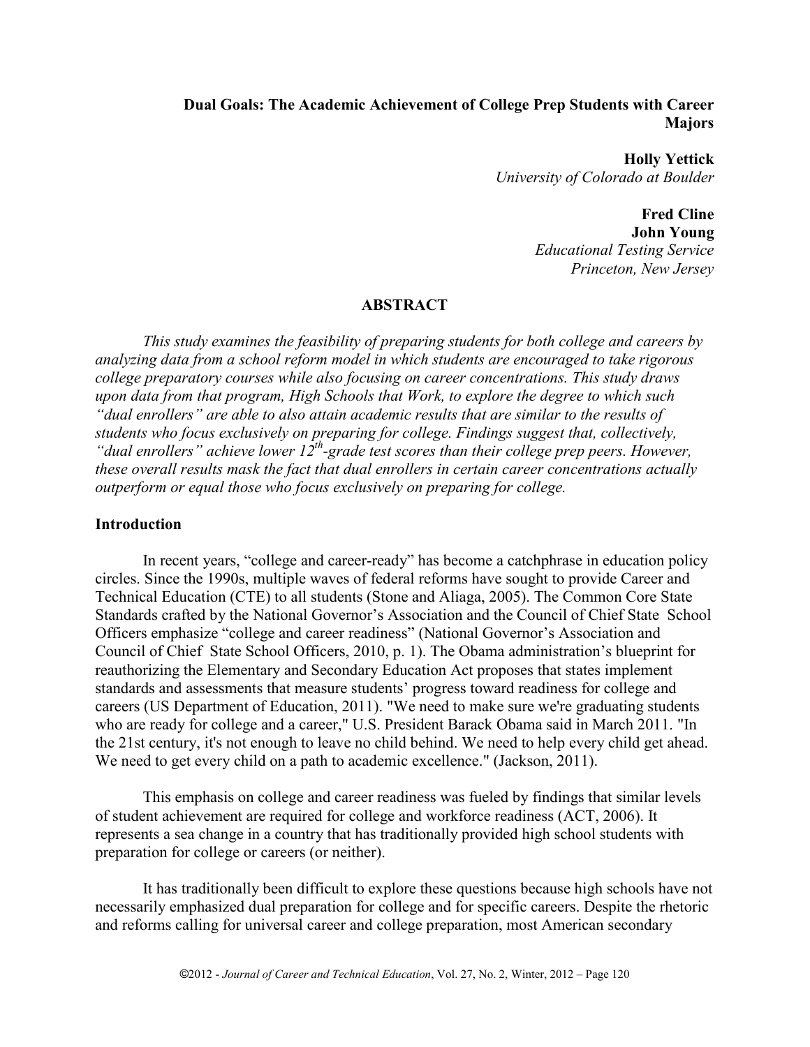# Dual Goals: The Academic Achievement of College Prep Students with Career Majors

**Holly Yettick**
*University of Colorado at Boulder*

**Fred Cline**
**John Young**
*Educational Testing Service*
*Princeton, New Jersey*

## ABSTRACT

*This study examines the feasibility of preparing students for both college and careers by analyzing data from a school reform model in which students are encouraged to take rigorous college preparatory courses while also focusing on career concentrations. This study draws upon data from that program, High Schools that Work, to explore the degree to which such "dual enrollers" are able to also attain academic results that are similar to the results of students who focus exclusively on preparing for college. Findings suggest that, collectively, "dual enrollers" achieve lower 12th-grade test scores than their college prep peers. However, these overall results mask the fact that dual enrollers in certain career concentrations actually outperform or equal those who focus exclusively on preparing for college.*

## Introduction

In recent years, "college and career-ready" has become a catchphrase in education policy circles. Since the 1990s, multiple waves of federal reforms have sought to provide Career and Technical Education (CTE) to all students (Stone and Aliaga, 2005). The Common Core State Standards crafted by the National Governor's Association and the Council of Chief State School Officers emphasize "college and career readiness" (National Governor's Association and Council of Chief State School Officers, 2010, p. 1). The Obama administration's blueprint for reauthorizing the Elementary and Secondary Education Act proposes that states implement standards and assessments that measure students' progress toward readiness for college and careers (US Department of Education, 2011). "We need to make sure we're graduating students who are ready for college and a career," U.S. President Barack Obama said in March 2011. "In the 21st century, it's not enough to leave no child behind. We need to help every child get ahead. We need to get every child on a path to academic excellence." (Jackson, 2011).

This emphasis on college and career readiness was fueled by findings that similar levels of student achievement are required for college and workforce readiness (ACT, 2006). It represents a sea change in a country that has traditionally provided high school students with preparation for college or careers (or neither).

It has traditionally been difficult to explore these questions because high schools have not necessarily emphasized dual preparation for college and for specific careers. Despite the rhetoric and reforms calling for universal career and college preparation, most American secondary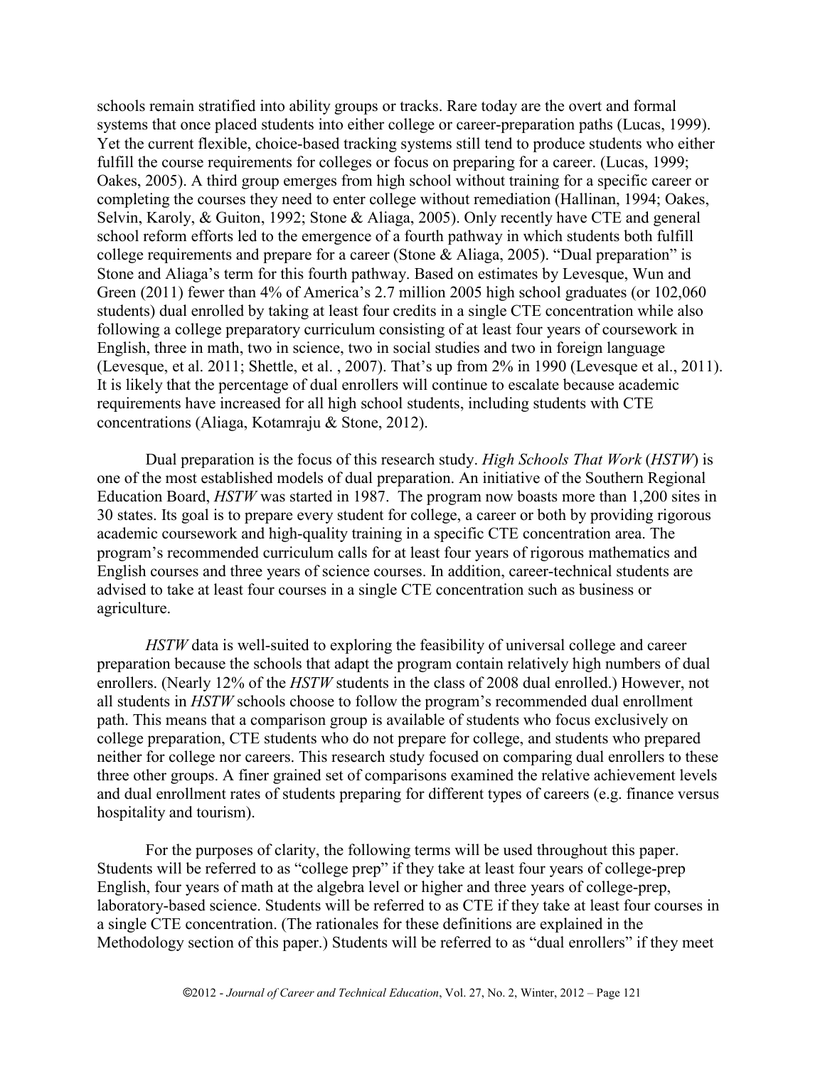schools remain stratified into ability groups or tracks. Rare today are the overt and formal systems that once placed students into either college or career-preparation paths (Lucas, 1999). Yet the current flexible, choice-based tracking systems still tend to produce students who either fulfill the course requirements for colleges or focus on preparing for a career. (Lucas, 1999; Oakes, 2005). A third group emerges from high school without training for a specific career or completing the courses they need to enter college without remediation (Hallinan, 1994; Oakes, Selvin, Karoly, & Guiton, 1992; Stone & Aliaga, 2005). Only recently have CTE and general school reform efforts led to the emergence of a fourth pathway in which students both fulfill college requirements and prepare for a career (Stone & Aliaga, 2005). "Dual preparation" is Stone and Aliaga's term for this fourth pathway. Based on estimates by Levesque, Wun and Green (2011) fewer than 4% of America's 2.7 million 2005 high school graduates (or 102,060 students) dual enrolled by taking at least four credits in a single CTE concentration while also following a college preparatory curriculum consisting of at least four years of coursework in English, three in math, two in science, two in social studies and two in foreign language (Levesque, et al. 2011; Shettle, et al. , 2007). That's up from 2% in 1990 (Levesque et al., 2011). It is likely that the percentage of dual enrollers will continue to escalate because academic requirements have increased for all high school students, including students with CTE concentrations (Aliaga, Kotamraju & Stone, 2012).

Dual preparation is the focus of this research study. *High Schools That Work* (*HSTW*) is one of the most established models of dual preparation. An initiative of the Southern Regional Education Board, *HSTW* was started in 1987. The program now boasts more than 1,200 sites in 30 states. Its goal is to prepare every student for college, a career or both by providing rigorous academic coursework and high-quality training in a specific CTE concentration area. The program's recommended curriculum calls for at least four years of rigorous mathematics and English courses and three years of science courses. In addition, career-technical students are advised to take at least four courses in a single CTE concentration such as business or agriculture.

*HSTW* data is well-suited to exploring the feasibility of universal college and career preparation because the schools that adapt the program contain relatively high numbers of dual enrollers. (Nearly 12% of the *HSTW* students in the class of 2008 dual enrolled.) However, not all students in *HSTW* schools choose to follow the program's recommended dual enrollment path. This means that a comparison group is available of students who focus exclusively on college preparation, CTE students who do not prepare for college, and students who prepared neither for college nor careers. This research study focused on comparing dual enrollers to these three other groups. A finer grained set of comparisons examined the relative achievement levels and dual enrollment rates of students preparing for different types of careers (e.g. finance versus hospitality and tourism).

For the purposes of clarity, the following terms will be used throughout this paper. Students will be referred to as "college prep" if they take at least four years of college-prep English, four years of math at the algebra level or higher and three years of college-prep, laboratory-based science. Students will be referred to as CTE if they take at least four courses in a single CTE concentration. (The rationales for these definitions are explained in the Methodology section of this paper.) Students will be referred to as "dual enrollers" if they meet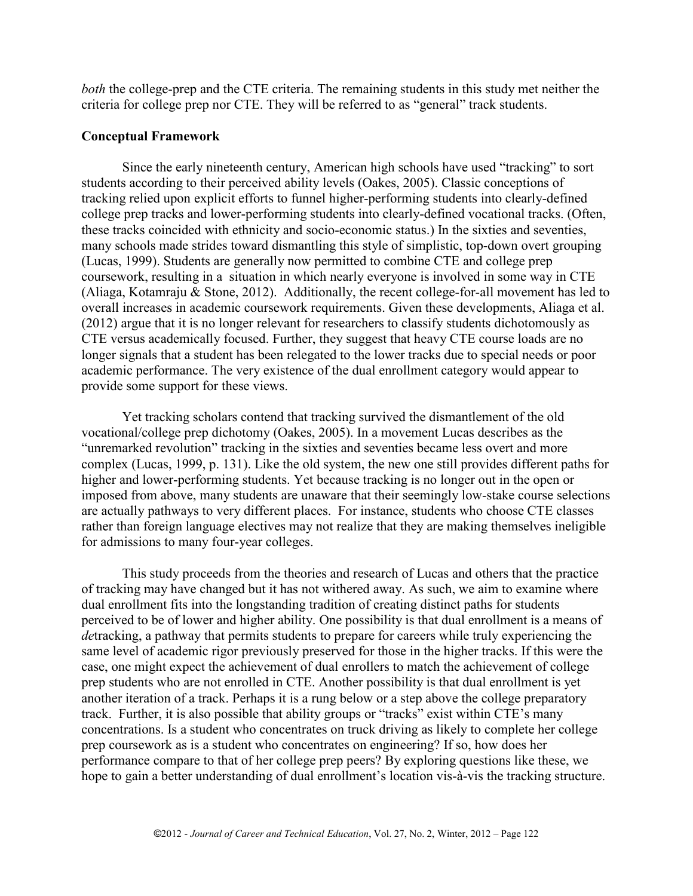*both* the college-prep and the CTE criteria. The remaining students in this study met neither the criteria for college prep nor CTE. They will be referred to as "general" track students.

## Conceptual Framework

Since the early nineteenth century, American high schools have used "tracking" to sort students according to their perceived ability levels (Oakes, 2005). Classic conceptions of tracking relied upon explicit efforts to funnel higher-performing students into clearly-defined college prep tracks and lower-performing students into clearly-defined vocational tracks. (Often, these tracks coincided with ethnicity and socio-economic status.) In the sixties and seventies, many schools made strides toward dismantling this style of simplistic, top-down overt grouping (Lucas, 1999). Students are generally now permitted to combine CTE and college prep coursework, resulting in a situation in which nearly everyone is involved in some way in CTE (Aliaga, Kotamraju & Stone, 2012). Additionally, the recent college-for-all movement has led to overall increases in academic coursework requirements. Given these developments, Aliaga et al. (2012) argue that it is no longer relevant for researchers to classify students dichotomously as CTE versus academically focused. Further, they suggest that heavy CTE course loads are no longer signals that a student has been relegated to the lower tracks due to special needs or poor academic performance. The very existence of the dual enrollment category would appear to provide some support for these views.

Yet tracking scholars contend that tracking survived the dismantlement of the old vocational/college prep dichotomy (Oakes, 2005). In a movement Lucas describes as the "unremarked revolution" tracking in the sixties and seventies became less overt and more complex (Lucas, 1999, p. 131). Like the old system, the new one still provides different paths for higher and lower-performing students. Yet because tracking is no longer out in the open or imposed from above, many students are unaware that their seemingly low-stake course selections are actually pathways to very different places. For instance, students who choose CTE classes rather than foreign language electives may not realize that they are making themselves ineligible for admissions to many four-year colleges.

This study proceeds from the theories and research of Lucas and others that the practice of tracking may have changed but it has not withered away. As such, we aim to examine where dual enrollment fits into the longstanding tradition of creating distinct paths for students perceived to be of lower and higher ability. One possibility is that dual enrollment is a means of *de*tracking, a pathway that permits students to prepare for careers while truly experiencing the same level of academic rigor previously preserved for those in the higher tracks. If this were the case, one might expect the achievement of dual enrollers to match the achievement of college prep students who are not enrolled in CTE. Another possibility is that dual enrollment is yet another iteration of a track. Perhaps it is a rung below or a step above the college preparatory track. Further, it is also possible that ability groups or "tracks" exist within CTE's many concentrations. Is a student who concentrates on truck driving as likely to complete her college prep coursework as is a student who concentrates on engineering? If so, how does her performance compare to that of her college prep peers? By exploring questions like these, we hope to gain a better understanding of dual enrollment's location vis-à-vis the tracking structure.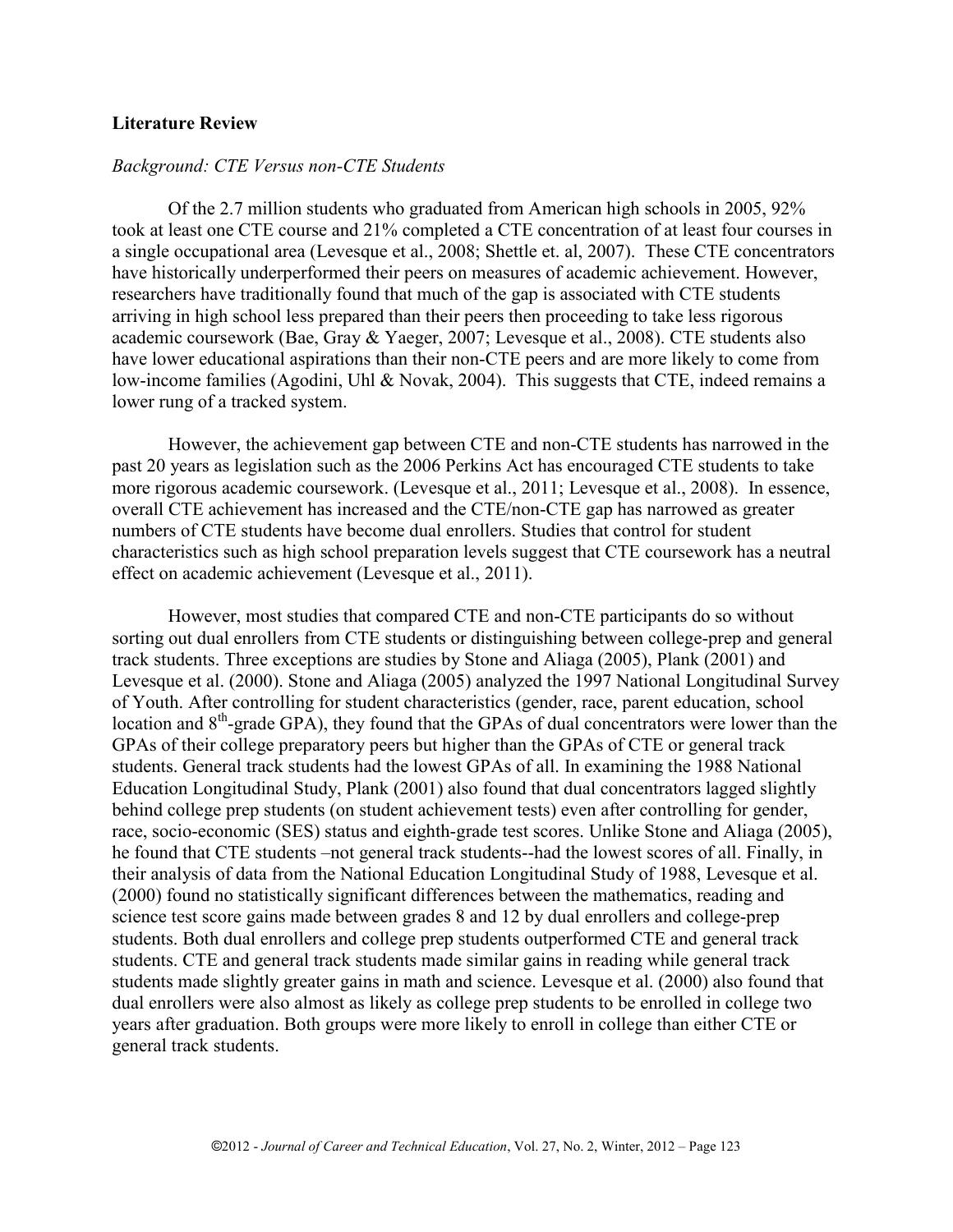## Literature Review

### *Background: CTE Versus non-CTE Students*

Of the 2.7 million students who graduated from American high schools in 2005, 92% took at least one CTE course and 21% completed a CTE concentration of at least four courses in a single occupational area (Levesque et al., 2008; Shettle et. al, 2007). These CTE concentrators have historically underperformed their peers on measures of academic achievement. However, researchers have traditionally found that much of the gap is associated with CTE students arriving in high school less prepared than their peers then proceeding to take less rigorous academic coursework (Bae, Gray & Yaeger, 2007; Levesque et al., 2008). CTE students also have lower educational aspirations than their non-CTE peers and are more likely to come from low-income families (Agodini, Uhl & Novak, 2004). This suggests that CTE, indeed remains a lower rung of a tracked system.

However, the achievement gap between CTE and non-CTE students has narrowed in the past 20 years as legislation such as the 2006 Perkins Act has encouraged CTE students to take more rigorous academic coursework. (Levesque et al., 2011; Levesque et al., 2008). In essence, overall CTE achievement has increased and the CTE/non-CTE gap has narrowed as greater numbers of CTE students have become dual enrollers. Studies that control for student characteristics such as high school preparation levels suggest that CTE coursework has a neutral effect on academic achievement (Levesque et al., 2011).

However, most studies that compared CTE and non-CTE participants do so without sorting out dual enrollers from CTE students or distinguishing between college-prep and general track students. Three exceptions are studies by Stone and Aliaga (2005), Plank (2001) and Levesque et al. (2000). Stone and Aliaga (2005) analyzed the 1997 National Longitudinal Survey of Youth. After controlling for student characteristics (gender, race, parent education, school location and 8th-grade GPA), they found that the GPAs of dual concentrators were lower than the GPAs of their college preparatory peers but higher than the GPAs of CTE or general track students. General track students had the lowest GPAs of all. In examining the 1988 National Education Longitudinal Study, Plank (2001) also found that dual concentrators lagged slightly behind college prep students (on student achievement tests) even after controlling for gender, race, socio-economic (SES) status and eighth-grade test scores. Unlike Stone and Aliaga (2005), he found that CTE students –not general track students--had the lowest scores of all. Finally, in their analysis of data from the National Education Longitudinal Study of 1988, Levesque et al. (2000) found no statistically significant differences between the mathematics, reading and science test score gains made between grades 8 and 12 by dual enrollers and college-prep students. Both dual enrollers and college prep students outperformed CTE and general track students. CTE and general track students made similar gains in reading while general track students made slightly greater gains in math and science. Levesque et al. (2000) also found that dual enrollers were also almost as likely as college prep students to be enrolled in college two years after graduation. Both groups were more likely to enroll in college than either CTE or general track students.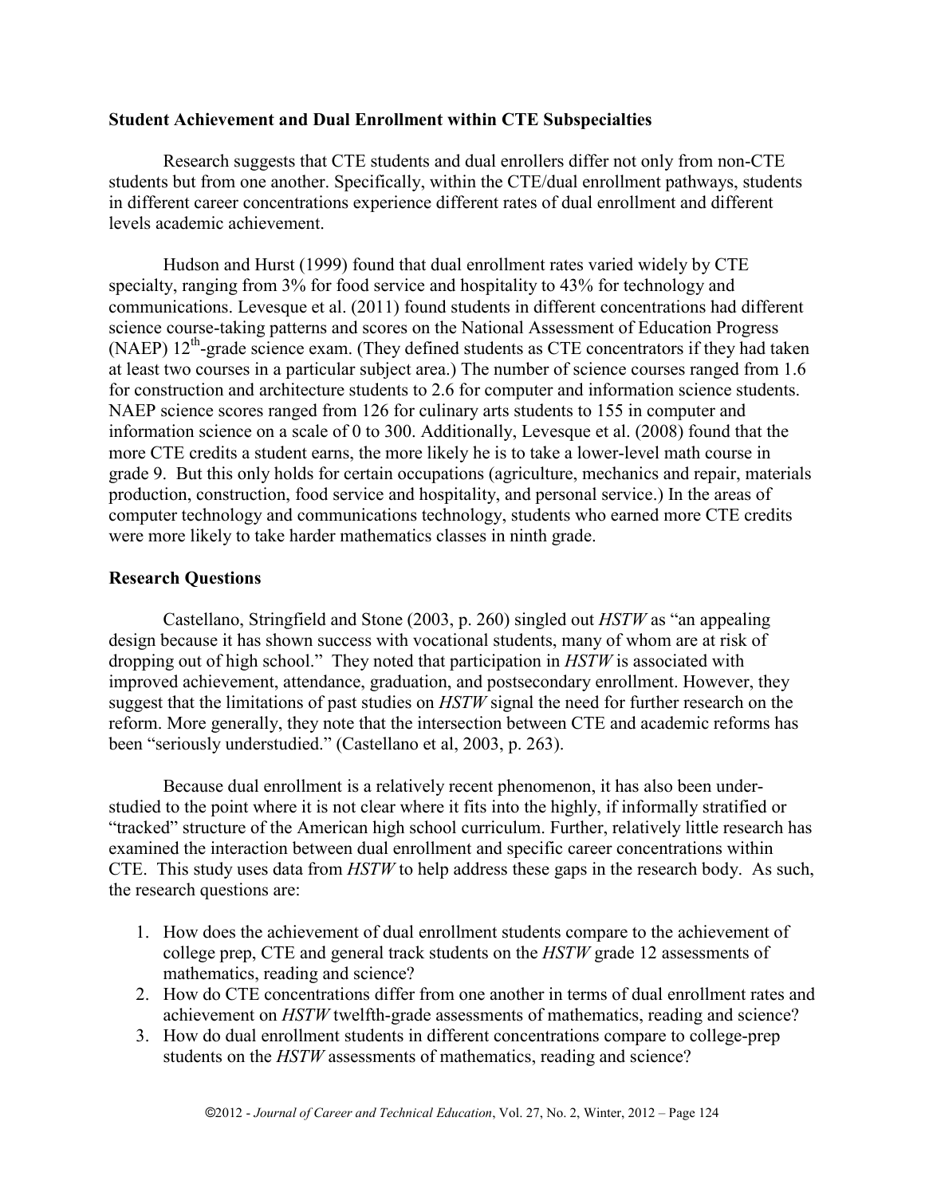### Student Achievement and Dual Enrollment within CTE Subspecialties

Research suggests that CTE students and dual enrollers differ not only from non-CTE students but from one another. Specifically, within the CTE/dual enrollment pathways, students in different career concentrations experience different rates of dual enrollment and different levels academic achievement.

Hudson and Hurst (1999) found that dual enrollment rates varied widely by CTE specialty, ranging from 3% for food service and hospitality to 43% for technology and communications. Levesque et al. (2011) found students in different concentrations had different science course-taking patterns and scores on the National Assessment of Education Progress (NAEP) 12th-grade science exam. (They defined students as CTE concentrators if they had taken at least two courses in a particular subject area.) The number of science courses ranged from 1.6 for construction and architecture students to 2.6 for computer and information science students. NAEP science scores ranged from 126 for culinary arts students to 155 in computer and information science on a scale of 0 to 300. Additionally, Levesque et al. (2008) found that the more CTE credits a student earns, the more likely he is to take a lower-level math course in grade 9. But this only holds for certain occupations (agriculture, mechanics and repair, materials production, construction, food service and hospitality, and personal service.) In the areas of computer technology and communications technology, students who earned more CTE credits were more likely to take harder mathematics classes in ninth grade.

### Research Questions

Castellano, Stringfield and Stone (2003, p. 260) singled out *HSTW* as "an appealing design because it has shown success with vocational students, many of whom are at risk of dropping out of high school." They noted that participation in *HSTW* is associated with improved achievement, attendance, graduation, and postsecondary enrollment. However, they suggest that the limitations of past studies on *HSTW* signal the need for further research on the reform. More generally, they note that the intersection between CTE and academic reforms has been "seriously understudied." (Castellano et al, 2003, p. 263).

Because dual enrollment is a relatively recent phenomenon, it has also been under-studied to the point where it is not clear where it fits into the highly, if informally stratified or "tracked" structure of the American high school curriculum. Further, relatively little research has examined the interaction between dual enrollment and specific career concentrations within CTE. This study uses data from *HSTW* to help address these gaps in the research body. As such, the research questions are:

1. How does the achievement of dual enrollment students compare to the achievement of college prep, CTE and general track students on the *HSTW* grade 12 assessments of mathematics, reading and science?
2. How do CTE concentrations differ from one another in terms of dual enrollment rates and achievement on *HSTW* twelfth-grade assessments of mathematics, reading and science?
3. How do dual enrollment students in different concentrations compare to college-prep students on the *HSTW* assessments of mathematics, reading and science?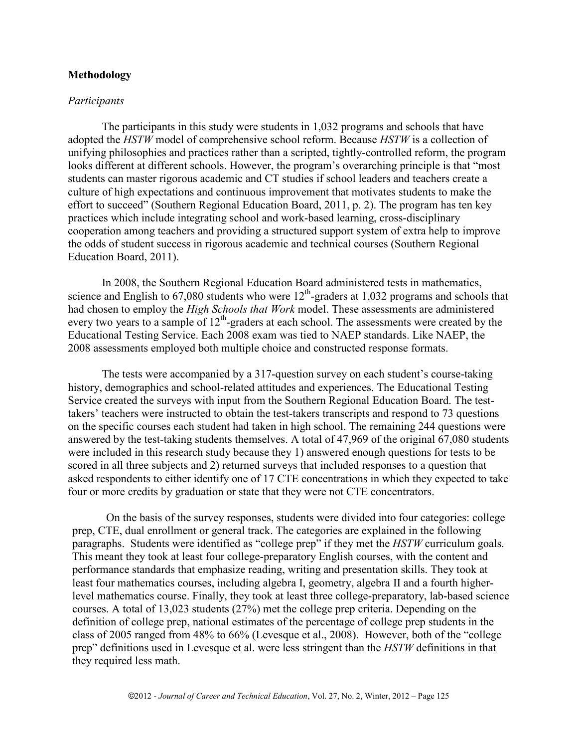## Methodology

### *Participants*

The participants in this study were students in 1,032 programs and schools that have adopted the *HSTW* model of comprehensive school reform. Because *HSTW* is a collection of unifying philosophies and practices rather than a scripted, tightly-controlled reform, the program looks different at different schools. However, the program's overarching principle is that "most students can master rigorous academic and CT studies if school leaders and teachers create a culture of high expectations and continuous improvement that motivates students to make the effort to succeed" (Southern Regional Education Board, 2011, p. 2). The program has ten key practices which include integrating school and work-based learning, cross-disciplinary cooperation among teachers and providing a structured support system of extra help to improve the odds of student success in rigorous academic and technical courses (Southern Regional Education Board, 2011).

In 2008, the Southern Regional Education Board administered tests in mathematics, science and English to 67,080 students who were 12th-graders at 1,032 programs and schools that had chosen to employ the *High Schools that Work* model. These assessments are administered every two years to a sample of 12th-graders at each school. The assessments were created by the Educational Testing Service. Each 2008 exam was tied to NAEP standards. Like NAEP, the 2008 assessments employed both multiple choice and constructed response formats.

The tests were accompanied by a 317-question survey on each student's course-taking history, demographics and school-related attitudes and experiences. The Educational Testing Service created the surveys with input from the Southern Regional Education Board. The test-takers' teachers were instructed to obtain the test-takers transcripts and respond to 73 questions on the specific courses each student had taken in high school. The remaining 244 questions were answered by the test-taking students themselves. A total of 47,969 of the original 67,080 students were included in this research study because they 1) answered enough questions for tests to be scored in all three subjects and 2) returned surveys that included responses to a question that asked respondents to either identify one of 17 CTE concentrations in which they expected to take four or more credits by graduation or state that they were not CTE concentrators.

On the basis of the survey responses, students were divided into four categories: college prep, CTE, dual enrollment or general track. The categories are explained in the following paragraphs. Students were identified as "college prep" if they met the *HSTW* curriculum goals. This meant they took at least four college-preparatory English courses, with the content and performance standards that emphasize reading, writing and presentation skills. They took at least four mathematics courses, including algebra I, geometry, algebra II and a fourth higher-level mathematics course. Finally, they took at least three college-preparatory, lab-based science courses. A total of 13,023 students (27%) met the college prep criteria. Depending on the definition of college prep, national estimates of the percentage of college prep students in the class of 2005 ranged from 48% to 66% (Levesque et al., 2008). However, both of the "college prep" definitions used in Levesque et al. were less stringent than the *HSTW* definitions in that they required less math.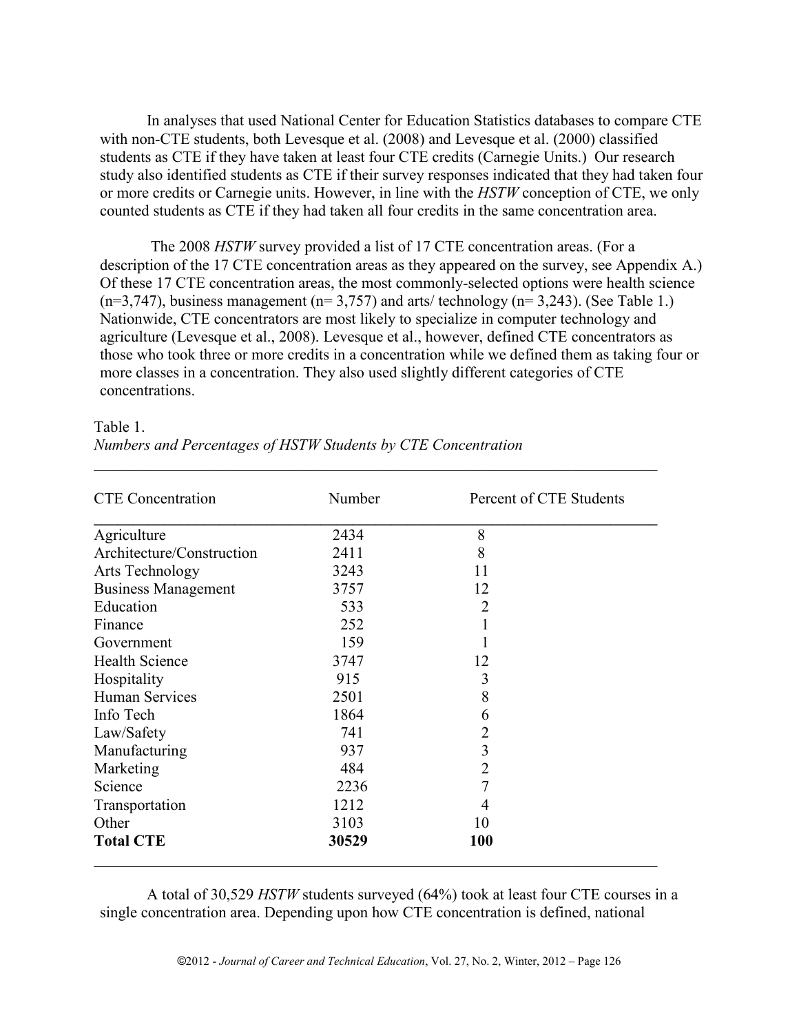In analyses that used National Center for Education Statistics databases to compare CTE with non-CTE students, both Levesque et al. (2008) and Levesque et al. (2000) classified students as CTE if they have taken at least four CTE credits (Carnegie Units.) Our research study also identified students as CTE if their survey responses indicated that they had taken four or more credits or Carnegie units. However, in line with the *HSTW* conception of CTE, we only counted students as CTE if they had taken all four credits in the same concentration area.

The 2008 *HSTW* survey provided a list of 17 CTE concentration areas. (For a description of the 17 CTE concentration areas as they appeared on the survey, see Appendix A.) Of these 17 CTE concentration areas, the most commonly-selected options were health science (n=3,747), business management (n= 3,757) and arts/ technology (n= 3,243). (See Table 1.) Nationwide, CTE concentrators are most likely to specialize in computer technology and agriculture (Levesque et al., 2008). Levesque et al., however, defined CTE concentrators as those who took three or more credits in a concentration while we defined them as taking four or more classes in a concentration. They also used slightly different categories of CTE concentrations.

Table 1.
*Numbers and Percentages of HSTW Students by CTE Concentration*

| CTE Concentration | Number | Percent of CTE Students |
|---|---|---|
| Agriculture | 2434 | 8 |
| Architecture/Construction | 2411 | 8 |
| Arts Technology | 3243 | 11 |
| Business Management | 3757 | 12 |
| Education | 533 | 2 |
| Finance | 252 | 1 |
| Government | 159 | 1 |
| Health Science | 3747 | 12 |
| Hospitality | 915 | 3 |
| Human Services | 2501 | 8 |
| Info Tech | 1864 | 6 |
| Law/Safety | 741 | 2 |
| Manufacturing | 937 | 3 |
| Marketing | 484 | 2 |
| Science | 2236 | 7 |
| Transportation | 1212 | 4 |
| Other | 3103 | 10 |
| **Total CTE** | **30529** | **100** |

A total of 30,529 *HSTW* students surveyed (64%) took at least four CTE courses in a single concentration area. Depending upon how CTE concentration is defined, national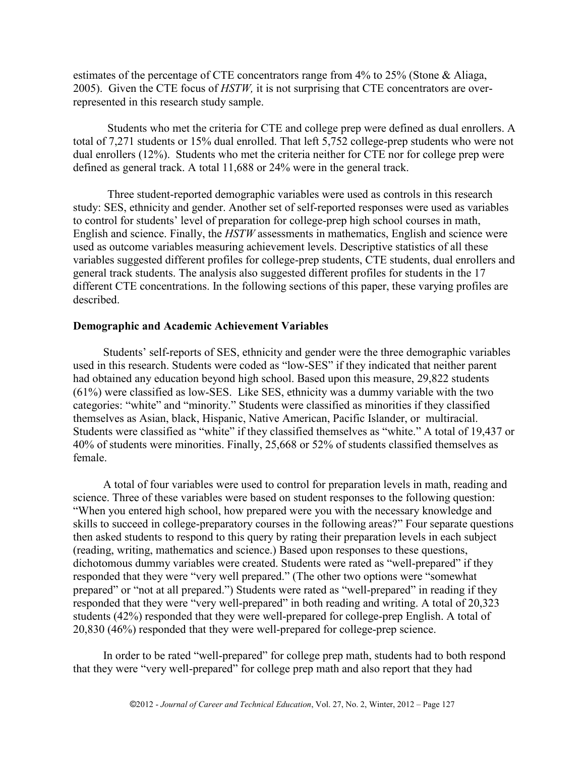estimates of the percentage of CTE concentrators range from 4% to 25% (Stone & Aliaga, 2005). Given the CTE focus of *HSTW,* it is not surprising that CTE concentrators are over-represented in this research study sample.

Students who met the criteria for CTE and college prep were defined as dual enrollers. A total of 7,271 students or 15% dual enrolled. That left 5,752 college-prep students who were not dual enrollers (12%). Students who met the criteria neither for CTE nor for college prep were defined as general track. A total 11,688 or 24% were in the general track.

Three student-reported demographic variables were used as controls in this research study: SES, ethnicity and gender. Another set of self-reported responses were used as variables to control for students' level of preparation for college-prep high school courses in math, English and science. Finally, the *HSTW* assessments in mathematics, English and science were used as outcome variables measuring achievement levels. Descriptive statistics of all these variables suggested different profiles for college-prep students, CTE students, dual enrollers and general track students. The analysis also suggested different profiles for students in the 17 different CTE concentrations. In the following sections of this paper, these varying profiles are described.

## Demographic and Academic Achievement Variables

Students' self-reports of SES, ethnicity and gender were the three demographic variables used in this research. Students were coded as "low-SES" if they indicated that neither parent had obtained any education beyond high school. Based upon this measure, 29,822 students (61%) were classified as low-SES. Like SES, ethnicity was a dummy variable with the two categories: "white" and "minority." Students were classified as minorities if they classified themselves as Asian, black, Hispanic, Native American, Pacific Islander, or multiracial. Students were classified as "white" if they classified themselves as "white." A total of 19,437 or 40% of students were minorities. Finally, 25,668 or 52% of students classified themselves as female.

A total of four variables were used to control for preparation levels in math, reading and science. Three of these variables were based on student responses to the following question: "When you entered high school, how prepared were you with the necessary knowledge and skills to succeed in college-preparatory courses in the following areas?" Four separate questions then asked students to respond to this query by rating their preparation levels in each subject (reading, writing, mathematics and science.) Based upon responses to these questions, dichotomous dummy variables were created. Students were rated as "well-prepared" if they responded that they were "very well prepared." (The other two options were "somewhat prepared" or "not at all prepared.") Students were rated as "well-prepared" in reading if they responded that they were "very well-prepared" in both reading and writing. A total of 20,323 students (42%) responded that they were well-prepared for college-prep English. A total of 20,830 (46%) responded that they were well-prepared for college-prep science.

In order to be rated "well-prepared" for college prep math, students had to both respond that they were "very well-prepared" for college prep math and also report that they had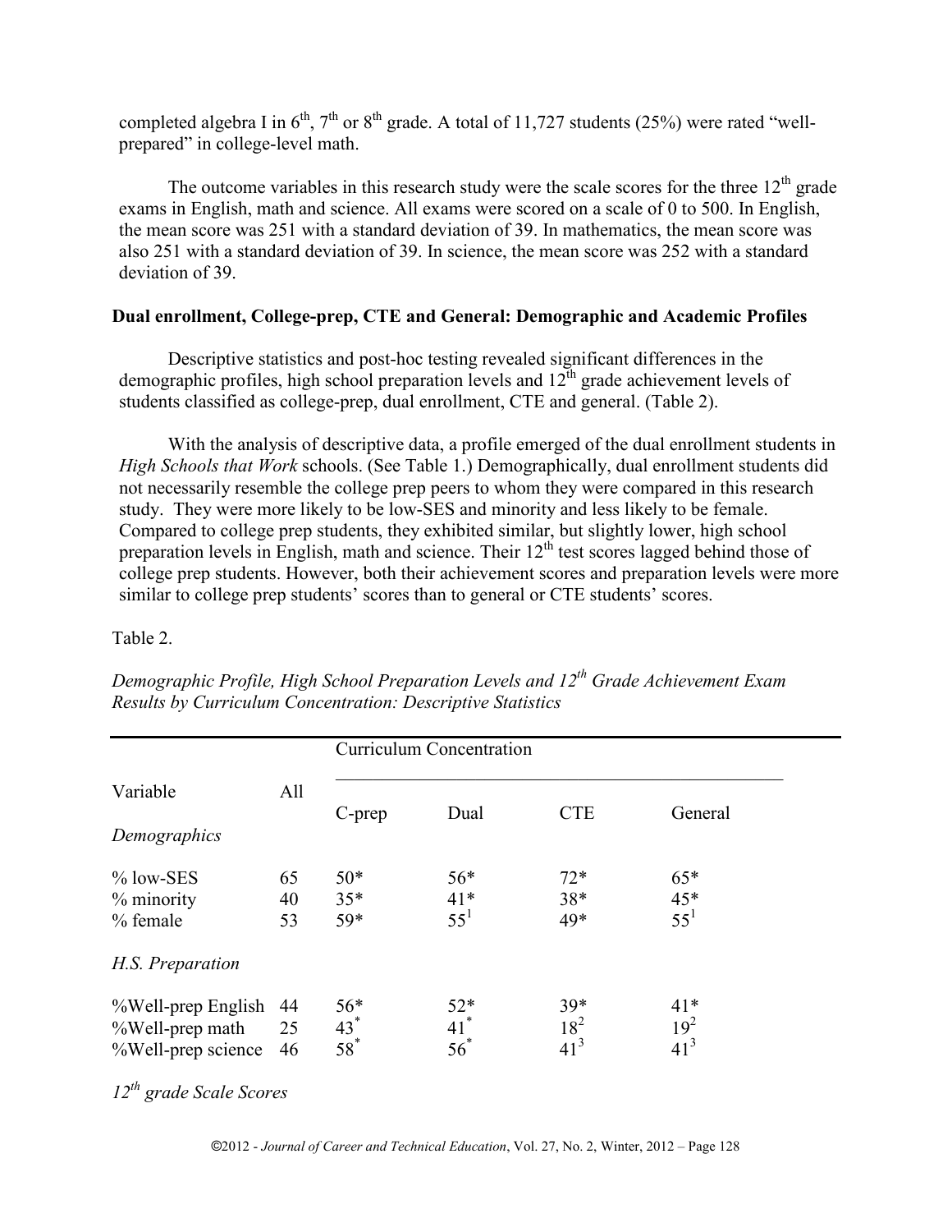completed algebra I in 6th, 7th or 8th grade. A total of 11,727 students (25%) were rated "well-prepared" in college-level math.

The outcome variables in this research study were the scale scores for the three 12th grade exams in English, math and science. All exams were scored on a scale of 0 to 500. In English, the mean score was 251 with a standard deviation of 39. In mathematics, the mean score was also 251 with a standard deviation of 39. In science, the mean score was 252 with a standard deviation of 39.

### Dual enrollment, College-prep, CTE and General: Demographic and Academic Profiles

Descriptive statistics and post-hoc testing revealed significant differences in the demographic profiles, high school preparation levels and 12th grade achievement levels of students classified as college-prep, dual enrollment, CTE and general. (Table 2).

With the analysis of descriptive data, a profile emerged of the dual enrollment students in *High Schools that Work* schools. (See Table 1.) Demographically, dual enrollment students did not necessarily resemble the college prep peers to whom they were compared in this research study. They were more likely to be low-SES and minority and less likely to be female. Compared to college prep students, they exhibited similar, but slightly lower, high school preparation levels in English, math and science. Their 12th test scores lagged behind those of college prep students. However, both their achievement scores and preparation levels were more similar to college prep students' scores than to general or CTE students' scores.

Table 2.

*Demographic Profile, High School Preparation Levels and 12th Grade Achievement Exam Results by Curriculum Concentration: Descriptive Statistics*

| Variable | All | Curriculum Concentration | | | |
|---|---|---|---|---|---|
| | | C-prep | Dual | CTE | General |
| *Demographics* | | | | | |
| % low-SES | 65 | 50* | 56* | 72* | 65* |
| % minority | 40 | 35* | 41* | 38* | 45* |
| % female | 53 | 59* | 55[1] | 49* | 55[1] |
| *H.S. Preparation* | | | | | |
| %Well-prep English | 44 | 56* | 52* | 39* | 41* |
| %Well-prep math | 25 | 43* | 41* | 18[2] | 19[2] |
| %Well-prep science | 46 | 58* | 56* | 41[3] | 41[3] |
| *12th grade Scale Scores* | | | | | |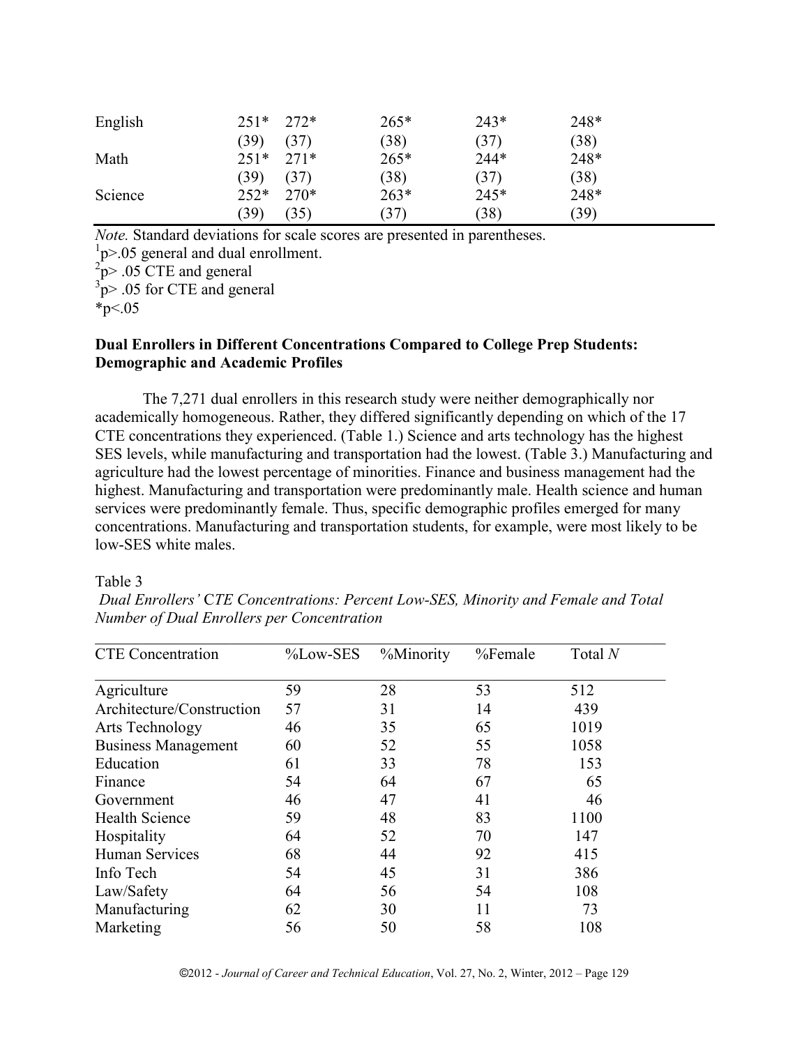| | | | | | |
|---|---|---|---|---|---|
| English | 251* | 272* | 265* | 243* | 248* |
| | (39) | (37) | (38) | (37) | (38) |
| Math | 251* | 271* | 265* | 244* | 248* |
| | (39) | (37) | (38) | (37) | (38) |
| Science | 252* | 270* | 263* | 245* | 248* |
| | (39) | (35) | (37) | (38) | (39) |

*Note.* Standard deviations for scale scores are presented in parentheses.

[1]p>.05 general and dual enrollment.

[2]p> .05 CTE and general

[3]p> .05 for CTE and general

*p<.05

**Dual Enrollers in Different Concentrations Compared to College Prep Students: Demographic and Academic Profiles**

The 7,271 dual enrollers in this research study were neither demographically nor academically homogeneous. Rather, they differed significantly depending on which of the 17 CTE concentrations they experienced. (Table 1.) Science and arts technology has the highest SES levels, while manufacturing and transportation had the lowest. (Table 3.) Manufacturing and agriculture had the lowest percentage of minorities. Finance and business management had the highest. Manufacturing and transportation were predominantly male. Health science and human services were predominantly female. Thus, specific demographic profiles emerged for many concentrations. Manufacturing and transportation students, for example, were most likely to be low-SES white males.

Table 3

*Dual Enrollers' CTE Concentrations: Percent Low-SES, Minority and Female and Total Number of Dual Enrollers per Concentration*

| CTE Concentration | %Low-SES | %Minority | %Female | Total *N* |
|---|---|---|---|---|
| Agriculture | 59 | 28 | 53 | 512 |
| Architecture/Construction | 57 | 31 | 14 | 439 |
| Arts Technology | 46 | 35 | 65 | 1019 |
| Business Management | 60 | 52 | 55 | 1058 |
| Education | 61 | 33 | 78 | 153 |
| Finance | 54 | 64 | 67 | 65 |
| Government | 46 | 47 | 41 | 46 |
| Health Science | 59 | 48 | 83 | 1100 |
| Hospitality | 64 | 52 | 70 | 147 |
| Human Services | 68 | 44 | 92 | 415 |
| Info Tech | 54 | 45 | 31 | 386 |
| Law/Safety | 64 | 56 | 54 | 108 |
| Manufacturing | 62 | 30 | 11 | 73 |
| Marketing | 56 | 50 | 58 | 108 |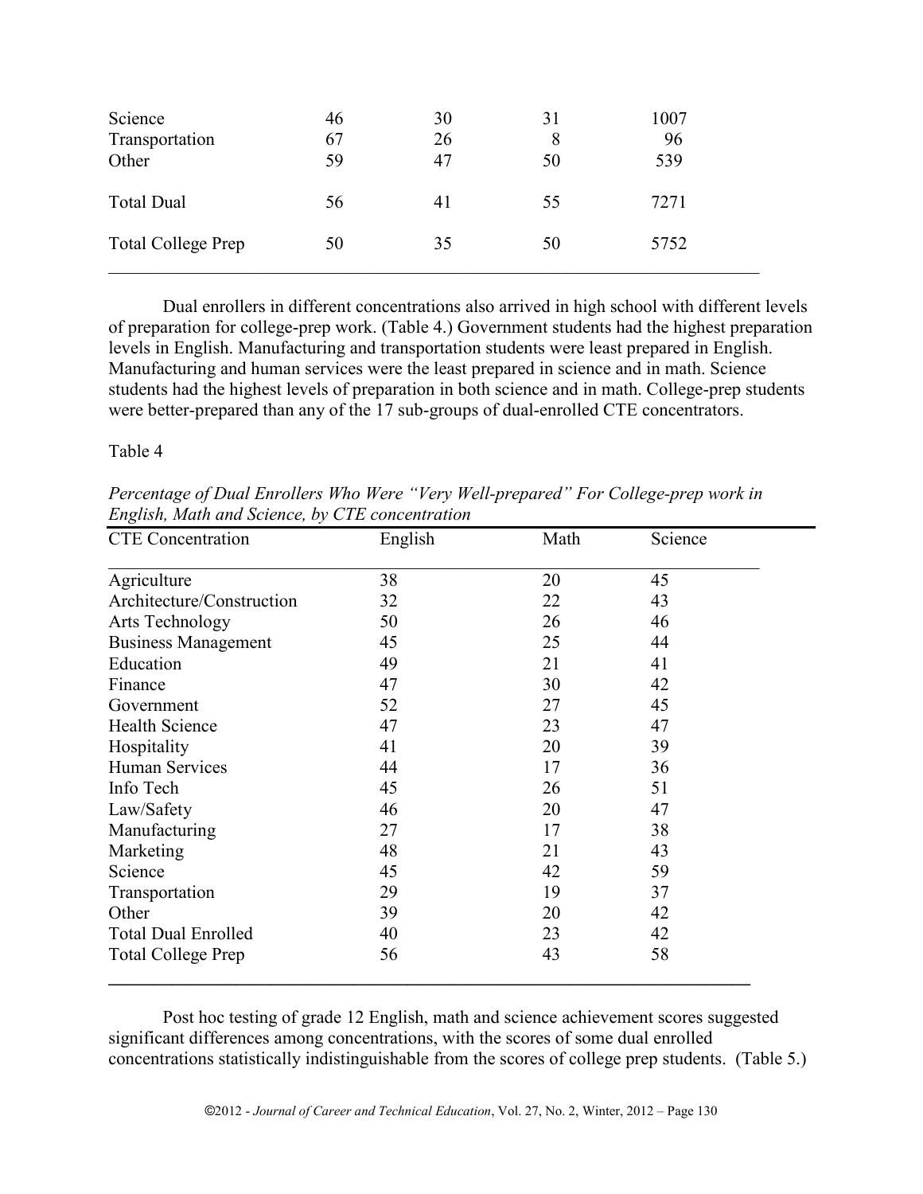| | | | | |
|---|---|---|---|---|
| Science | 46 | 30 | 31 | 1007 |
| Transportation | 67 | 26 | 8 | 96 |
| Other | 59 | 47 | 50 | 539 |
| Total Dual | 56 | 41 | 55 | 7271 |
| Total College Prep | 50 | 35 | 50 | 5752 |

Dual enrollers in different concentrations also arrived in high school with different levels of preparation for college-prep work. (Table 4.) Government students had the highest preparation levels in English. Manufacturing and transportation students were least prepared in English. Manufacturing and human services were the least prepared in science and in math. Science students had the highest levels of preparation in both science and in math. College-prep students were better-prepared than any of the 17 sub-groups of dual-enrolled CTE concentrators.

Table 4

*Percentage of Dual Enrollers Who Were "Very Well-prepared" For College-prep work in English, Math and Science, by CTE concentration*

| CTE Concentration | English | Math | Science |
|---|---|---|---|
| Agriculture | 38 | 20 | 45 |
| Architecture/Construction | 32 | 22 | 43 |
| Arts Technology | 50 | 26 | 46 |
| Business Management | 45 | 25 | 44 |
| Education | 49 | 21 | 41 |
| Finance | 47 | 30 | 42 |
| Government | 52 | 27 | 45 |
| Health Science | 47 | 23 | 47 |
| Hospitality | 41 | 20 | 39 |
| Human Services | 44 | 17 | 36 |
| Info Tech | 45 | 26 | 51 |
| Law/Safety | 46 | 20 | 47 |
| Manufacturing | 27 | 17 | 38 |
| Marketing | 48 | 21 | 43 |
| Science | 45 | 42 | 59 |
| Transportation | 29 | 19 | 37 |
| Other | 39 | 20 | 42 |
| Total Dual Enrolled | 40 | 23 | 42 |
| Total College Prep | 56 | 43 | 58 |

Post hoc testing of grade 12 English, math and science achievement scores suggested significant differences among concentrations, with the scores of some dual enrolled concentrations statistically indistinguishable from the scores of college prep students. (Table 5.)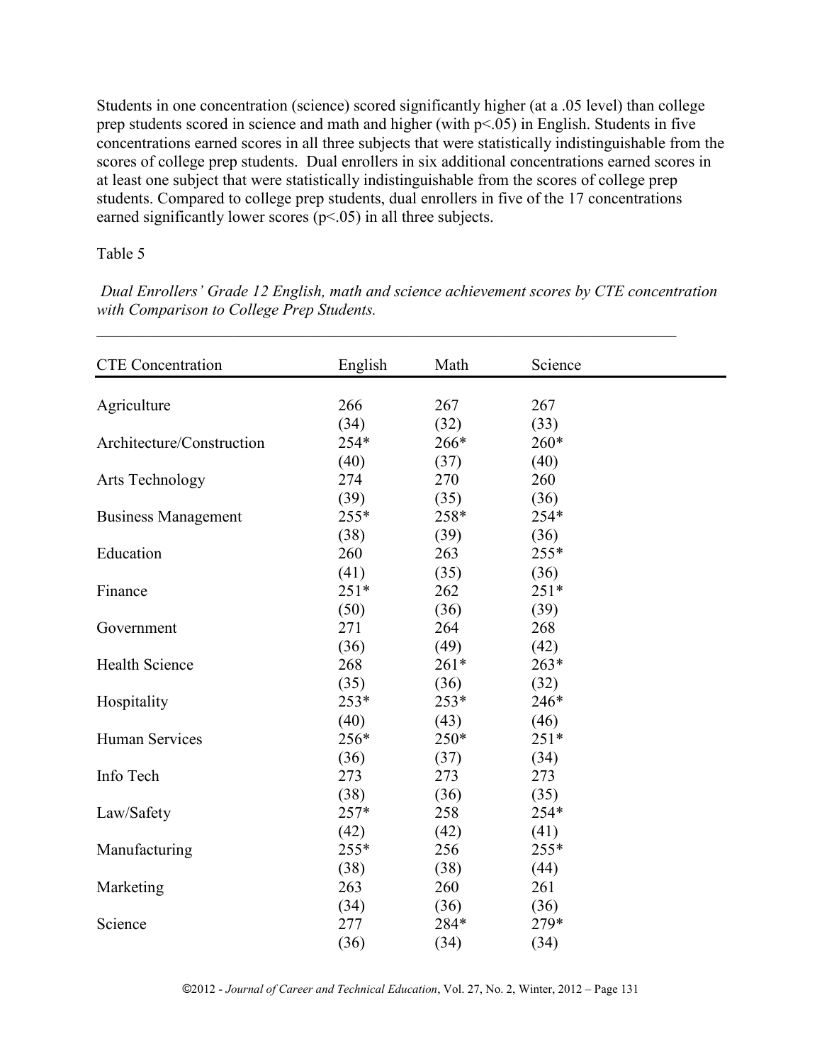Students in one concentration (science) scored significantly higher (at a .05 level) than college prep students scored in science and math and higher (with $p<.05$) in English. Students in five concentrations earned scores in all three subjects that were statistically indistinguishable from the scores of college prep students. Dual enrollers in six additional concentrations earned scores in at least one subject that were statistically indistinguishable from the scores of college prep students. Compared to college prep students, dual enrollers in five of the 17 concentrations earned significantly lower scores ($p<.05$) in all three subjects.

Table 5

*Dual Enrollers' Grade 12 English, math and science achievement scores by CTE concentration with Comparison to College Prep Students.*

| CTE Concentration | English | Math | Science |
|---|---|---|---|
| Agriculture | 266 | 267 | 267 |
| | (34) | (32) | (33) |
| Architecture/Construction | 254* | 266* | 260* |
| | (40) | (37) | (40) |
| Arts Technology | 274 | 270 | 260 |
| | (39) | (35) | (36) |
| Business Management | 255* | 258* | 254* |
| | (38) | (39) | (36) |
| Education | 260 | 263 | 255* |
| | (41) | (35) | (36) |
| Finance | 251* | 262 | 251* |
| | (50) | (36) | (39) |
| Government | 271 | 264 | 268 |
| | (36) | (49) | (42) |
| Health Science | 268 | 261* | 263* |
| | (35) | (36) | (32) |
| Hospitality | 253* | 253* | 246* |
| | (40) | (43) | (46) |
| Human Services | 256* | 250* | 251* |
| | (36) | (37) | (34) |
| Info Tech | 273 | 273 | 273 |
| | (38) | (36) | (35) |
| Law/Safety | 257* | 258 | 254* |
| | (42) | (42) | (41) |
| Manufacturing | 255* | 256 | 255* |
| | (38) | (38) | (44) |
| Marketing | 263 | 260 | 261 |
| | (34) | (36) | (36) |
| Science | 277 | 284* | 279* |
| | (36) | (34) | (34) |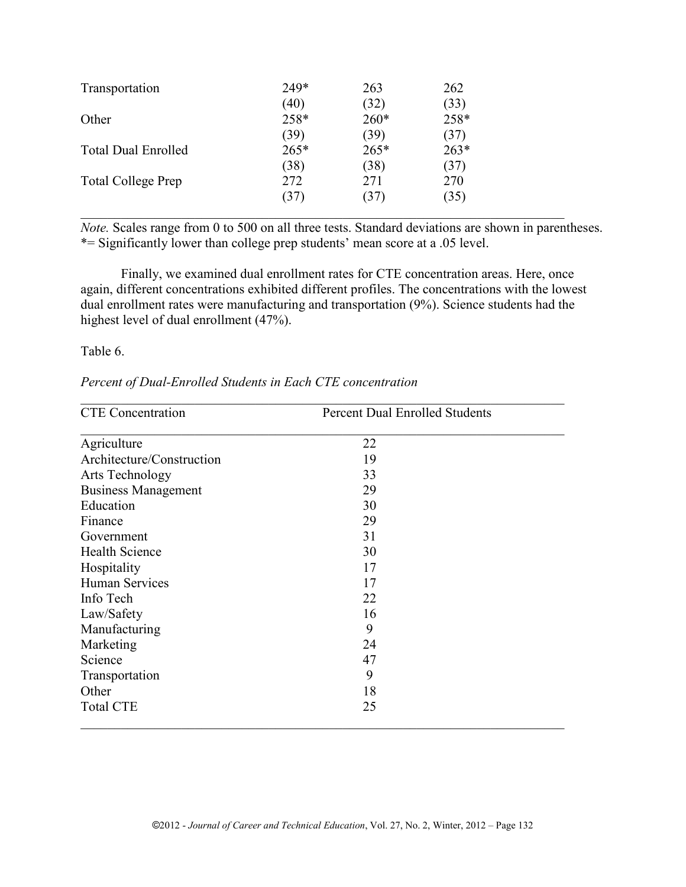| | | | |
|---|---|---|---|
| Transportation | 249* | 263 | 262 |
| | (40) | (32) | (33) |
| Other | 258* | 260* | 258* |
| | (39) | (39) | (37) |
| Total Dual Enrolled | 265* | 265* | 263* |
| | (38) | (38) | (37) |
| Total College Prep | 272 | 271 | 270 |
| | (37) | (37) | (35) |

*Note.* Scales range from 0 to 500 on all three tests. Standard deviations are shown in parentheses.
*= Significantly lower than college prep students' mean score at a .05 level.

Finally, we examined dual enrollment rates for CTE concentration areas. Here, once again, different concentrations exhibited different profiles. The concentrations with the lowest dual enrollment rates were manufacturing and transportation (9%). Science students had the highest level of dual enrollment (47%).

Table 6.

*Percent of Dual-Enrolled Students in Each CTE concentration*

| CTE Concentration | Percent Dual Enrolled Students |
|---|---|
| Agriculture | 22 |
| Architecture/Construction | 19 |
| Arts Technology | 33 |
| Business Management | 29 |
| Education | 30 |
| Finance | 29 |
| Government | 31 |
| Health Science | 30 |
| Hospitality | 17 |
| Human Services | 17 |
| Info Tech | 22 |
| Law/Safety | 16 |
| Manufacturing | 9 |
| Marketing | 24 |
| Science | 47 |
| Transportation | 9 |
| Other | 18 |
| Total CTE | 25 |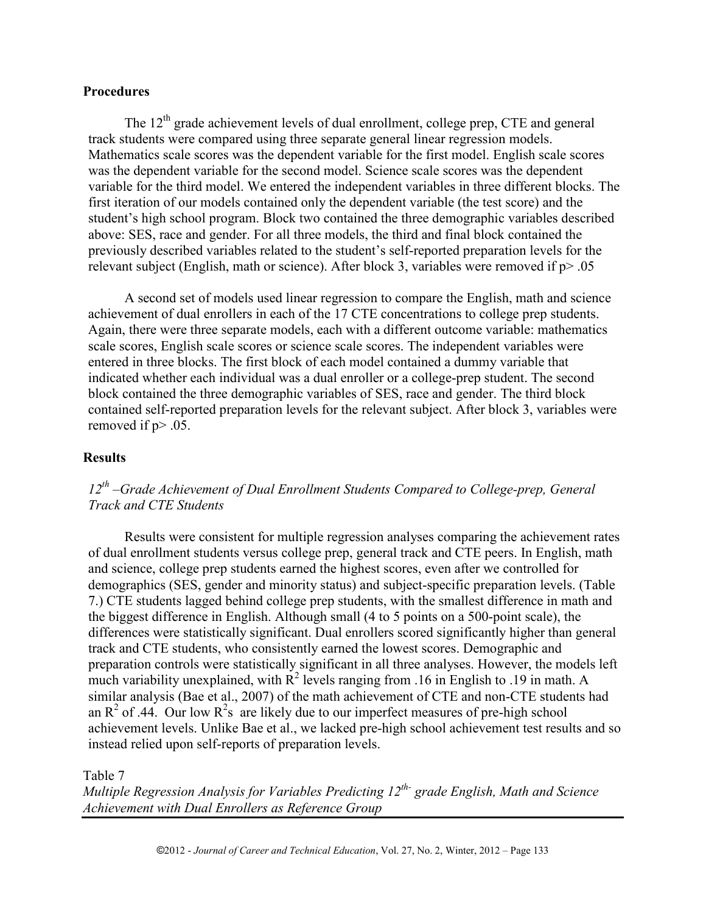## Procedures

The $12^{th}$ grade achievement levels of dual enrollment, college prep, CTE and general track students were compared using three separate general linear regression models. Mathematics scale scores was the dependent variable for the first model. English scale scores was the dependent variable for the second model. Science scale scores was the dependent variable for the third model. We entered the independent variables in three different blocks. The first iteration of our models contained only the dependent variable (the test score) and the student's high school program. Block two contained the three demographic variables described above: SES, race and gender. For all three models, the third and final block contained the previously described variables related to the student's self-reported preparation levels for the relevant subject (English, math or science). After block 3, variables were removed if $p > .05$

A second set of models used linear regression to compare the English, math and science achievement of dual enrollers in each of the 17 CTE concentrations to college prep students. Again, there were three separate models, each with a different outcome variable: mathematics scale scores, English scale scores or science scale scores. The independent variables were entered in three blocks. The first block of each model contained a dummy variable that indicated whether each individual was a dual enroller or a college-prep student. The second block contained the three demographic variables of SES, race and gender. The third block contained self-reported preparation levels for the relevant subject. After block 3, variables were removed if $p > .05$.

## Results

### *$12^{th}$ –Grade Achievement of Dual Enrollment Students Compared to College-prep, General Track and CTE Students*

Results were consistent for multiple regression analyses comparing the achievement rates of dual enrollment students versus college prep, general track and CTE peers. In English, math and science, college prep students earned the highest scores, even after we controlled for demographics (SES, gender and minority status) and subject-specific preparation levels. (Table 7.) CTE students lagged behind college prep students, with the smallest difference in math and the biggest difference in English. Although small (4 to 5 points on a 500-point scale), the differences were statistically significant. Dual enrollers scored significantly higher than general track and CTE students, who consistently earned the lowest scores. Demographic and preparation controls were statistically significant in all three analyses. However, the models left much variability unexplained, with $R^2$ levels ranging from .16 in English to .19 in math. A similar analysis (Bae et al., 2007) of the math achievement of CTE and non-CTE students had an $R^2$ of .44. Our low $R^2$s are likely due to our imperfect measures of pre-high school achievement levels. Unlike Bae et al., we lacked pre-high school achievement test results and so instead relied upon self-reports of preparation levels.

Table 7

*Multiple Regression Analysis for Variables Predicting $12^{th}$ grade English, Math and Science Achievement with Dual Enrollers as Reference Group*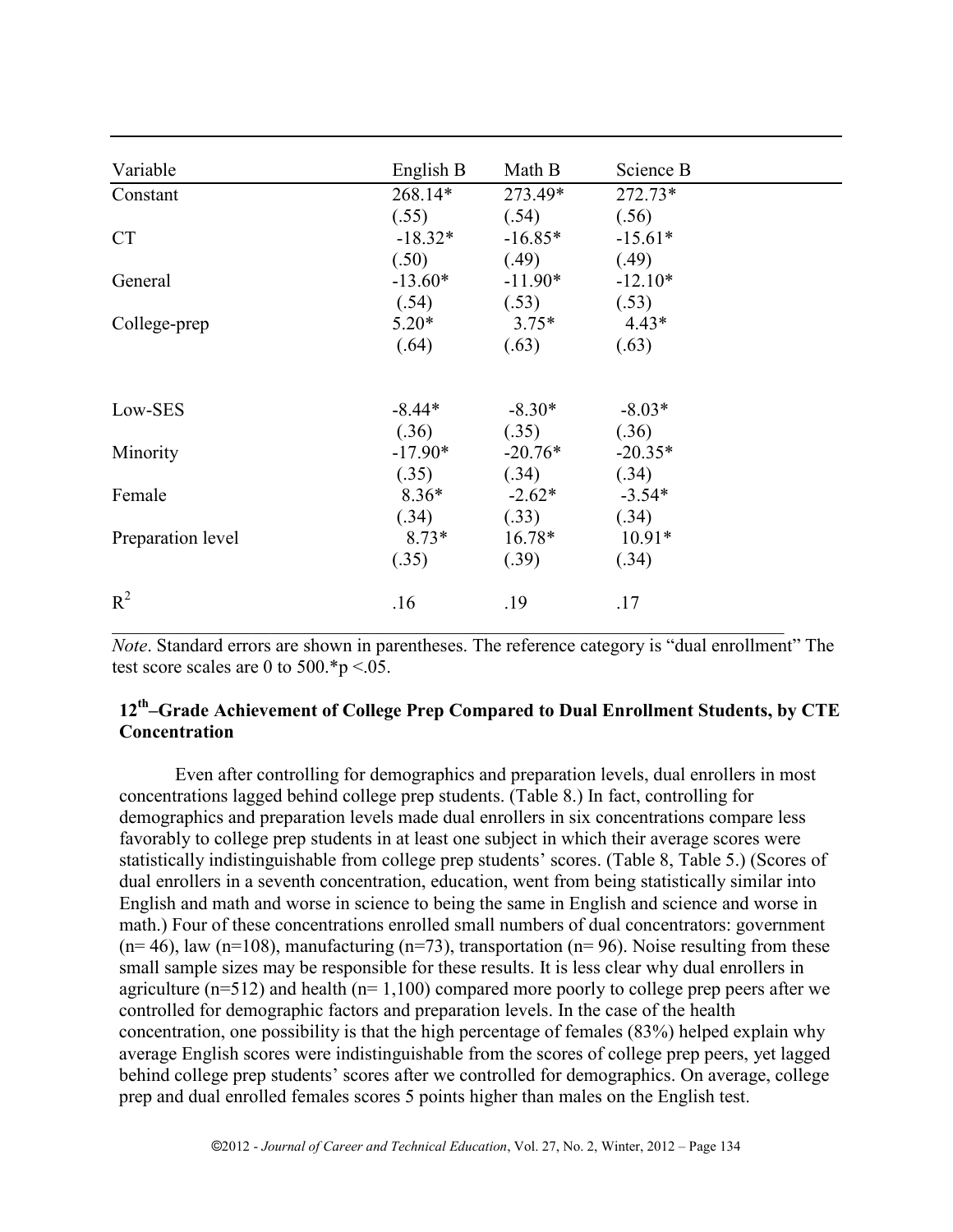| Variable | English B | Math B | Science B |
|---|---|---|---|
| Constant | 268.14* | 273.49* | 272.73* |
| | (.55) | (.54) | (.56) |
| CT | -18.32* | -16.85* | -15.61* |
| | (.50) | (.49) | (.49) |
| General | -13.60* | -11.90* | -12.10* |
| | (.54) | (.53) | (.53) |
| College-prep | 5.20* | 3.75* | 4.43* |
| | (.64) | (.63) | (.63) |
| | | | |
| Low-SES | -8.44* | -8.30* | -8.03* |
| | (.36) | (.35) | (.36) |
| Minority | -17.90* | -20.76* | -20.35* |
| | (.35) | (.34) | (.34) |
| Female | 8.36* | -2.62* | -3.54* |
| | (.34) | (.33) | (.34) |
| Preparation level | 8.73* | 16.78* | 10.91* |
| | (.35) | (.39) | (.34) |
| $R^2$ | .16 | .19 | .17 |

*Note*. Standard errors are shown in parentheses. The reference category is "dual enrollment" The test score scales are 0 to 500.*p <.05.

### 12th–Grade Achievement of College Prep Compared to Dual Enrollment Students, by CTE Concentration

Even after controlling for demographics and preparation levels, dual enrollers in most concentrations lagged behind college prep students. (Table 8.) In fact, controlling for demographics and preparation levels made dual enrollers in six concentrations compare less favorably to college prep students in at least one subject in which their average scores were statistically indistinguishable from college prep students' scores. (Table 8, Table 5.) (Scores of dual enrollers in a seventh concentration, education, went from being statistically similar into English and math and worse in science to being the same in English and science and worse in math.) Four of these concentrations enrolled small numbers of dual concentrators: government (n= 46), law (n=108), manufacturing (n=73), transportation (n= 96). Noise resulting from these small sample sizes may be responsible for these results. It is less clear why dual enrollers in agriculture (n=512) and health (n= 1,100) compared more poorly to college prep peers after we controlled for demographic factors and preparation levels. In the case of the health concentration, one possibility is that the high percentage of females (83%) helped explain why average English scores were indistinguishable from the scores of college prep peers, yet lagged behind college prep students' scores after we controlled for demographics. On average, college prep and dual enrolled females scores 5 points higher than males on the English test.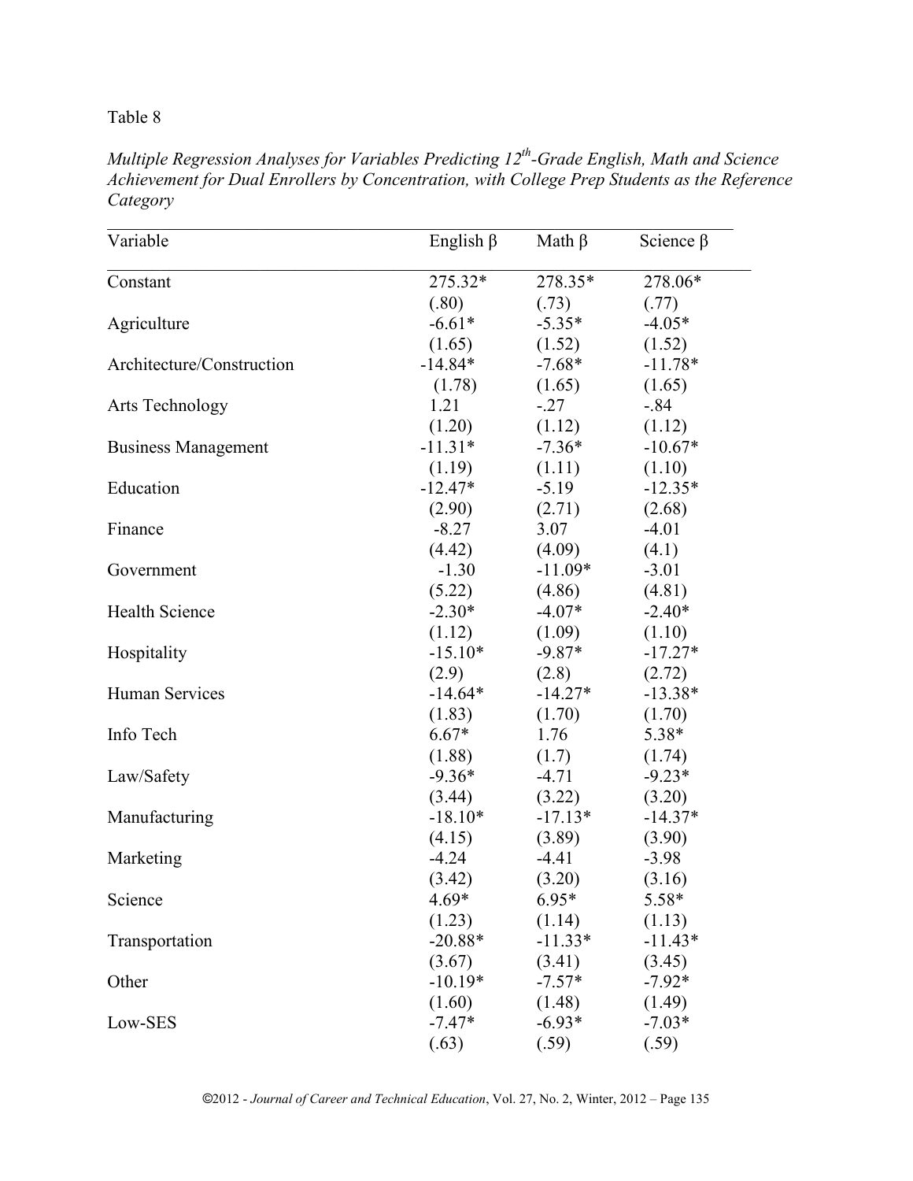Table 8

*Multiple Regression Analyses for Variables Predicting 12th-Grade English, Math and Science Achievement for Dual Enrollers by Concentration, with College Prep Students as the Reference Category*

| Variable | English β | Math β | Science β |
|---|---|---|---|
| Constant | 275.32* | 278.35* | 278.06* |
| | (.80) | (.73) | (.77) |
| Agriculture | -6.61* | -5.35* | -4.05* |
| | (1.65) | (1.52) | (1.52) |
| Architecture/Construction | -14.84* | -7.68* | -11.78* |
| | (1.78) | (1.65) | (1.65) |
| Arts Technology | 1.21 | -.27 | -.84 |
| | (1.20) | (1.12) | (1.12) |
| Business Management | -11.31* | -7.36* | -10.67* |
| | (1.19) | (1.11) | (1.10) |
| Education | -12.47* | -5.19 | -12.35* |
| | (2.90) | (2.71) | (2.68) |
| Finance | -8.27 | 3.07 | -4.01 |
| | (4.42) | (4.09) | (4.1) |
| Government | -1.30 | -11.09* | -3.01 |
| | (5.22) | (4.86) | (4.81) |
| Health Science | -2.30* | -4.07* | -2.40* |
| | (1.12) | (1.09) | (1.10) |
| Hospitality | -15.10* | -9.87* | -17.27* |
| | (2.9) | (2.8) | (2.72) |
| Human Services | -14.64* | -14.27* | -13.38* |
| | (1.83) | (1.70) | (1.70) |
| Info Tech | 6.67* | 1.76 | 5.38* |
| | (1.88) | (1.7) | (1.74) |
| Law/Safety | -9.36* | -4.71 | -9.23* |
| | (3.44) | (3.22) | (3.20) |
| Manufacturing | -18.10* | -17.13* | -14.37* |
| | (4.15) | (3.89) | (3.90) |
| Marketing | -4.24 | -4.41 | -3.98 |
| | (3.42) | (3.20) | (3.16) |
| Science | 4.69* | 6.95* | 5.58* |
| | (1.23) | (1.14) | (1.13) |
| Transportation | -20.88* | -11.33* | -11.43* |
| | (3.67) | (3.41) | (3.45) |
| Other | -10.19* | -7.57* | -7.92* |
| | (1.60) | (1.48) | (1.49) |
| Low-SES | -7.47* | -6.93* | -7.03* |
| | (.63) | (.59) | (.59) |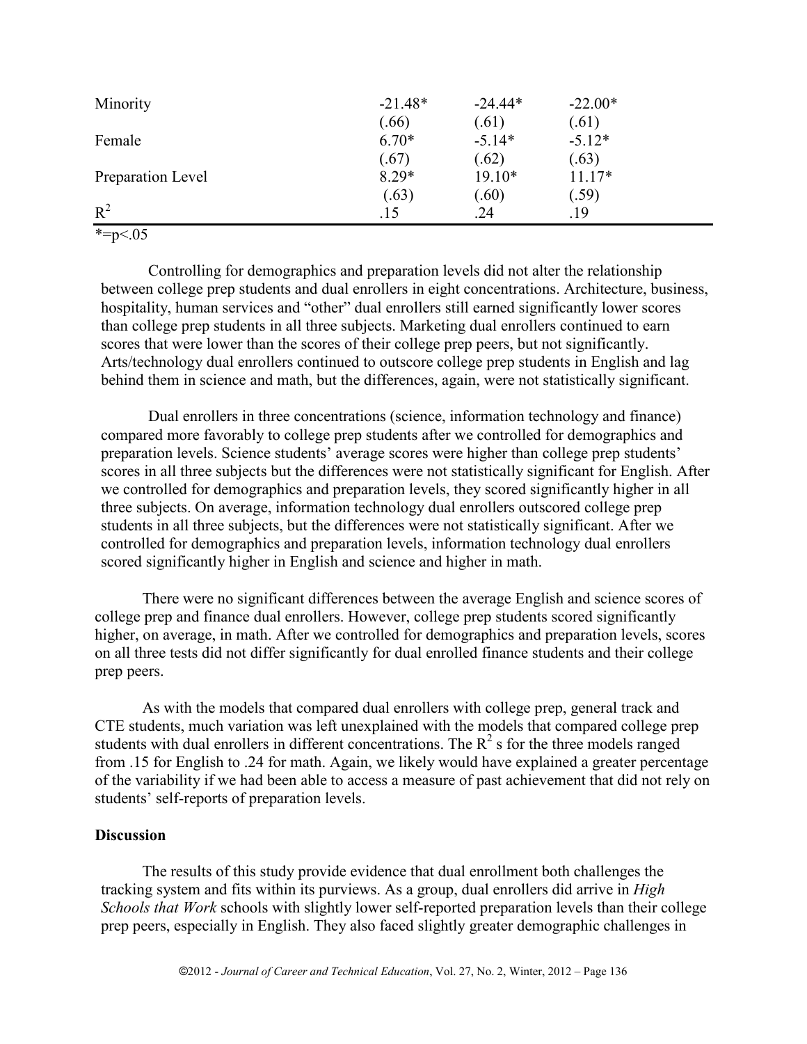| | | | |
|---|---|---|---|
| Minority | -21.48* | -24.44* | -22.00* |
| | (.66) | (.61) | (.61) |
| Female | 6.70* | -5.14* | -5.12* |
| | (.67) | (.62) | (.63) |
| Preparation Level | 8.29* | 19.10* | 11.17* |
| | (.63) | (.60) | (.59) |
| $R^2$ | .15 | .24 | .19 |

*=p<.05

Controlling for demographics and preparation levels did not alter the relationship between college prep students and dual enrollers in eight concentrations. Architecture, business, hospitality, human services and "other" dual enrollers still earned significantly lower scores than college prep students in all three subjects. Marketing dual enrollers continued to earn scores that were lower than the scores of their college prep peers, but not significantly. Arts/technology dual enrollers continued to outscore college prep students in English and lag behind them in science and math, but the differences, again, were not statistically significant.

Dual enrollers in three concentrations (science, information technology and finance) compared more favorably to college prep students after we controlled for demographics and preparation levels. Science students' average scores were higher than college prep students' scores in all three subjects but the differences were not statistically significant for English. After we controlled for demographics and preparation levels, they scored significantly higher in all three subjects. On average, information technology dual enrollers outscored college prep students in all three subjects, but the differences were not statistically significant. After we controlled for demographics and preparation levels, information technology dual enrollers scored significantly higher in English and science and higher in math.

There were no significant differences between the average English and science scores of college prep and finance dual enrollers. However, college prep students scored significantly higher, on average, in math. After we controlled for demographics and preparation levels, scores on all three tests did not differ significantly for dual enrolled finance students and their college prep peers.

As with the models that compared dual enrollers with college prep, general track and CTE students, much variation was left unexplained with the models that compared college prep students with dual enrollers in different concentrations. The $R^2$ s for the three models ranged from .15 for English to .24 for math. Again, we likely would have explained a greater percentage of the variability if we had been able to access a measure of past achievement that did not rely on students' self-reports of preparation levels.

**Discussion**

The results of this study provide evidence that dual enrollment both challenges the tracking system and fits within its purviews. As a group, dual enrollers did arrive in *High Schools that Work* schools with slightly lower self-reported preparation levels than their college prep peers, especially in English. They also faced slightly greater demographic challenges in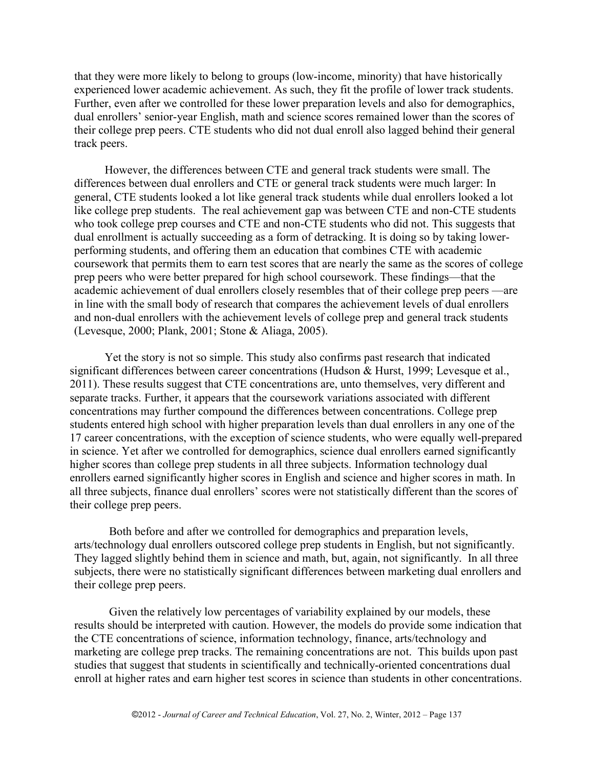that they were more likely to belong to groups (low-income, minority) that have historically experienced lower academic achievement. As such, they fit the profile of lower track students. Further, even after we controlled for these lower preparation levels and also for demographics, dual enrollers' senior-year English, math and science scores remained lower than the scores of their college prep peers. CTE students who did not dual enroll also lagged behind their general track peers.

However, the differences between CTE and general track students were small. The differences between dual enrollers and CTE or general track students were much larger: In general, CTE students looked a lot like general track students while dual enrollers looked a lot like college prep students. The real achievement gap was between CTE and non-CTE students who took college prep courses and CTE and non-CTE students who did not. This suggests that dual enrollment is actually succeeding as a form of detracking. It is doing so by taking lower-performing students, and offering them an education that combines CTE with academic coursework that permits them to earn test scores that are nearly the same as the scores of college prep peers who were better prepared for high school coursework. These findings—that the academic achievement of dual enrollers closely resembles that of their college prep peers —are in line with the small body of research that compares the achievement levels of dual enrollers and non-dual enrollers with the achievement levels of college prep and general track students (Levesque, 2000; Plank, 2001; Stone & Aliaga, 2005).

Yet the story is not so simple. This study also confirms past research that indicated significant differences between career concentrations (Hudson & Hurst, 1999; Levesque et al., 2011). These results suggest that CTE concentrations are, unto themselves, very different and separate tracks. Further, it appears that the coursework variations associated with different concentrations may further compound the differences between concentrations. College prep students entered high school with higher preparation levels than dual enrollers in any one of the 17 career concentrations, with the exception of science students, who were equally well-prepared in science. Yet after we controlled for demographics, science dual enrollers earned significantly higher scores than college prep students in all three subjects. Information technology dual enrollers earned significantly higher scores in English and science and higher scores in math. In all three subjects, finance dual enrollers' scores were not statistically different than the scores of their college prep peers.

Both before and after we controlled for demographics and preparation levels, arts/technology dual enrollers outscored college prep students in English, but not significantly. They lagged slightly behind them in science and math, but, again, not significantly. In all three subjects, there were no statistically significant differences between marketing dual enrollers and their college prep peers.

Given the relatively low percentages of variability explained by our models, these results should be interpreted with caution. However, the models do provide some indication that the CTE concentrations of science, information technology, finance, arts/technology and marketing are college prep tracks. The remaining concentrations are not. This builds upon past studies that suggest that students in scientifically and technically-oriented concentrations dual enroll at higher rates and earn higher test scores in science than students in other concentrations.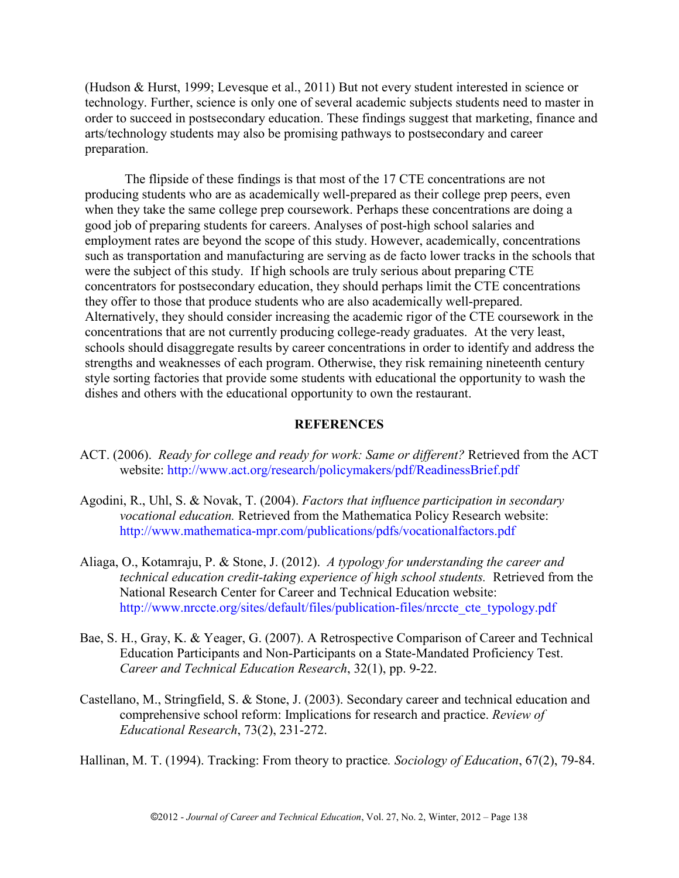(Hudson & Hurst, 1999; Levesque et al., 2011) But not every student interested in science or technology. Further, science is only one of several academic subjects students need to master in order to succeed in postsecondary education. These findings suggest that marketing, finance and arts/technology students may also be promising pathways to postsecondary and career preparation.

The flipside of these findings is that most of the 17 CTE concentrations are not producing students who are as academically well-prepared as their college prep peers, even when they take the same college prep coursework. Perhaps these concentrations are doing a good job of preparing students for careers. Analyses of post-high school salaries and employment rates are beyond the scope of this study. However, academically, concentrations such as transportation and manufacturing are serving as de facto lower tracks in the schools that were the subject of this study. If high schools are truly serious about preparing CTE concentrators for postsecondary education, they should perhaps limit the CTE concentrations they offer to those that produce students who are also academically well-prepared. Alternatively, they should consider increasing the academic rigor of the CTE coursework in the concentrations that are not currently producing college-ready graduates. At the very least, schools should disaggregate results by career concentrations in order to identify and address the strengths and weaknesses of each program. Otherwise, they risk remaining nineteenth century style sorting factories that provide some students with educational the opportunity to wash the dishes and others with the educational opportunity to own the restaurant.

## REFERENCES

ACT. (2006). *Ready for college and ready for work: Same or different?* Retrieved from the ACT website: http://www.act.org/research/policymakers/pdf/ReadinessBrief.pdf

Agodini, R., Uhl, S. & Novak, T. (2004). *Factors that influence participation in secondary vocational education.* Retrieved from the Mathematica Policy Research website: http://www.mathematica-mpr.com/publications/pdfs/vocationalfactors.pdf

Aliaga, O., Kotamraju, P. & Stone, J. (2012). *A typology for understanding the career and technical education credit-taking experience of high school students.* Retrieved from the National Research Center for Career and Technical Education website: http://www.nrccte.org/sites/default/files/publication-files/nrccte_cte_typology.pdf

Bae, S. H., Gray, K. & Yeager, G. (2007). A Retrospective Comparison of Career and Technical Education Participants and Non-Participants on a State-Mandated Proficiency Test. *Career and Technical Education Research*, 32(1), pp. 9-22.

Castellano, M., Stringfield, S. & Stone, J. (2003). Secondary career and technical education and comprehensive school reform: Implications for research and practice. *Review of Educational Research*, 73(2), 231-272.

Hallinan, M. T. (1994). Tracking: From theory to practice*. Sociology of Education*, 67(2), 79-84.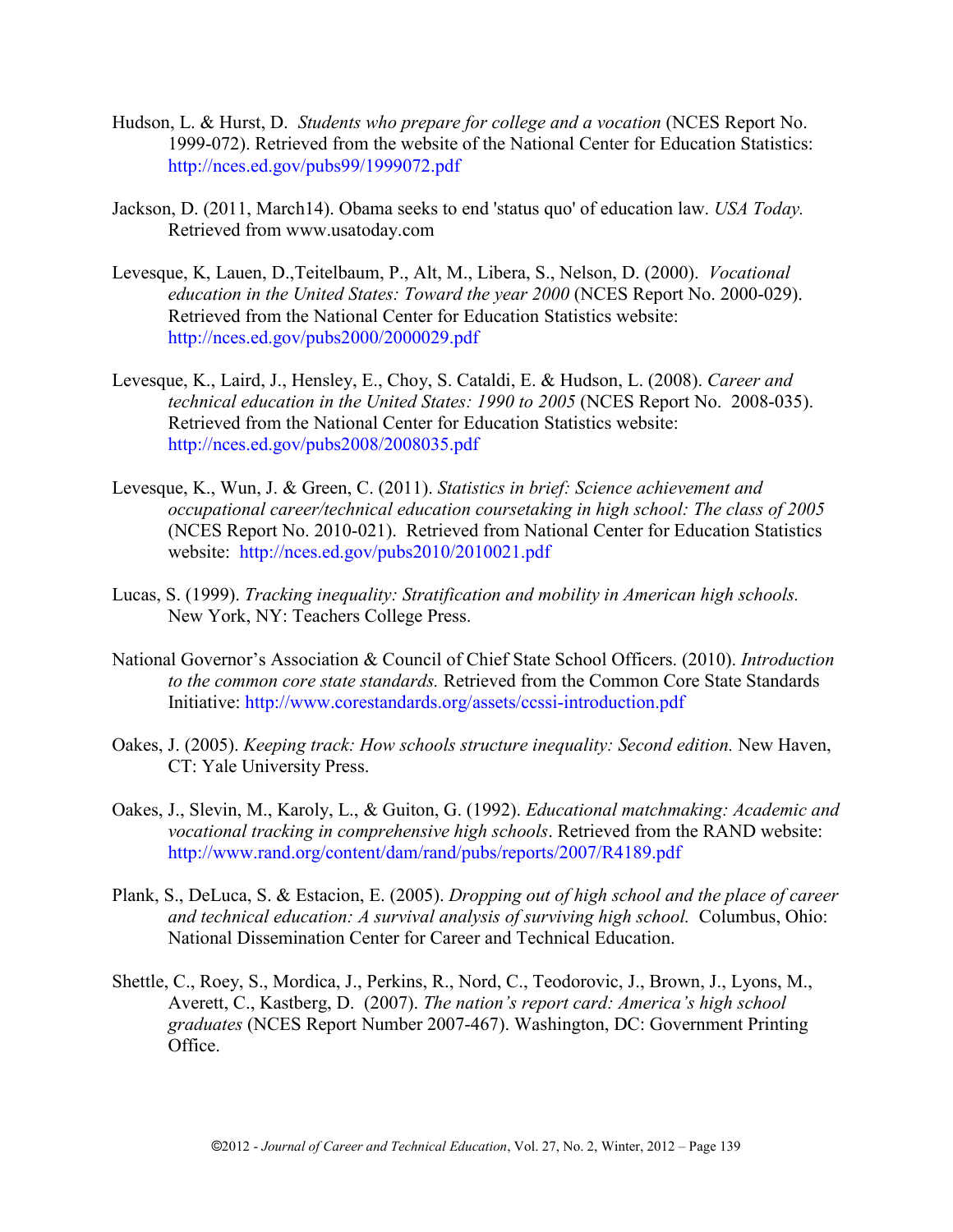Hudson, L. & Hurst, D. *Students who prepare for college and a vocation* (NCES Report No. 1999-072). Retrieved from the website of the National Center for Education Statistics: http://nces.ed.gov/pubs99/1999072.pdf

Jackson, D. (2011, March14). Obama seeks to end 'status quo' of education law. *USA Today.* Retrieved from www.usatoday.com

Levesque, K, Lauen, D.,Teitelbaum, P., Alt, M., Libera, S., Nelson, D. (2000). *Vocational education in the United States: Toward the year 2000* (NCES Report No. 2000-029). Retrieved from the National Center for Education Statistics website: http://nces.ed.gov/pubs2000/2000029.pdf

Levesque, K., Laird, J., Hensley, E., Choy, S. Cataldi, E. & Hudson, L. (2008). *Career and technical education in the United States: 1990 to 2005* (NCES Report No. 2008-035). Retrieved from the National Center for Education Statistics website: http://nces.ed.gov/pubs2008/2008035.pdf

Levesque, K., Wun, J. & Green, C. (2011). *Statistics in brief: Science achievement and occupational career/technical education coursetaking in high school: The class of 2005* (NCES Report No. 2010-021). Retrieved from National Center for Education Statistics website: http://nces.ed.gov/pubs2010/2010021.pdf

Lucas, S. (1999). *Tracking inequality: Stratification and mobility in American high schools.* New York, NY: Teachers College Press.

National Governor's Association & Council of Chief State School Officers. (2010). *Introduction to the common core state standards.* Retrieved from the Common Core State Standards Initiative: http://www.corestandards.org/assets/ccssi-introduction.pdf

Oakes, J. (2005). *Keeping track: How schools structure inequality: Second edition.* New Haven, CT: Yale University Press.

Oakes, J., Slevin, M., Karoly, L., & Guiton, G. (1992). *Educational matchmaking: Academic and vocational tracking in comprehensive high schools*. Retrieved from the RAND website: http://www.rand.org/content/dam/rand/pubs/reports/2007/R4189.pdf

Plank, S., DeLuca, S. & Estacion, E. (2005). *Dropping out of high school and the place of career and technical education: A survival analysis of surviving high school.* Columbus, Ohio: National Dissemination Center for Career and Technical Education.

Shettle, C., Roey, S., Mordica, J., Perkins, R., Nord, C., Teodorovic, J., Brown, J., Lyons, M., Averett, C., Kastberg, D. (2007). *The nation's report card: America's high school graduates* (NCES Report Number 2007-467). Washington, DC: Government Printing Office.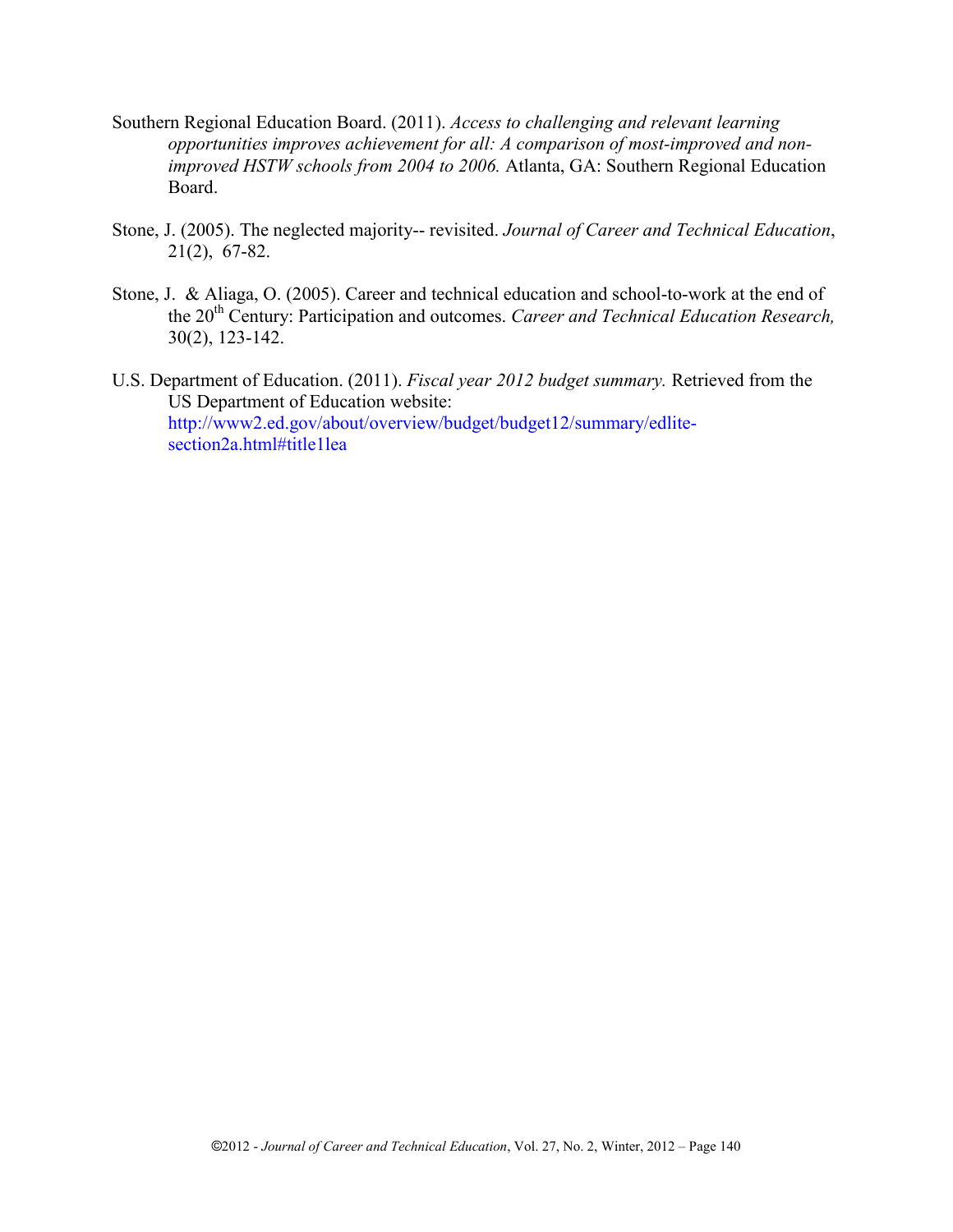Southern Regional Education Board. (2011). *Access to challenging and relevant learning opportunities improves achievement for all: A comparison of most-improved and non-improved HSTW schools from 2004 to 2006.* Atlanta, GA: Southern Regional Education Board.

Stone, J. (2005). The neglected majority-- revisited. *Journal of Career and Technical Education*, 21(2), 67-82.

Stone, J. & Aliaga, O. (2005). Career and technical education and school-to-work at the end of the 20th Century: Participation and outcomes. *Career and Technical Education Research,* 30(2), 123-142.

U.S. Department of Education. (2011). *Fiscal year 2012 budget summary.* Retrieved from the US Department of Education website: http://www2.ed.gov/about/overview/budget/budget12/summary/edlite-section2a.html#title1lea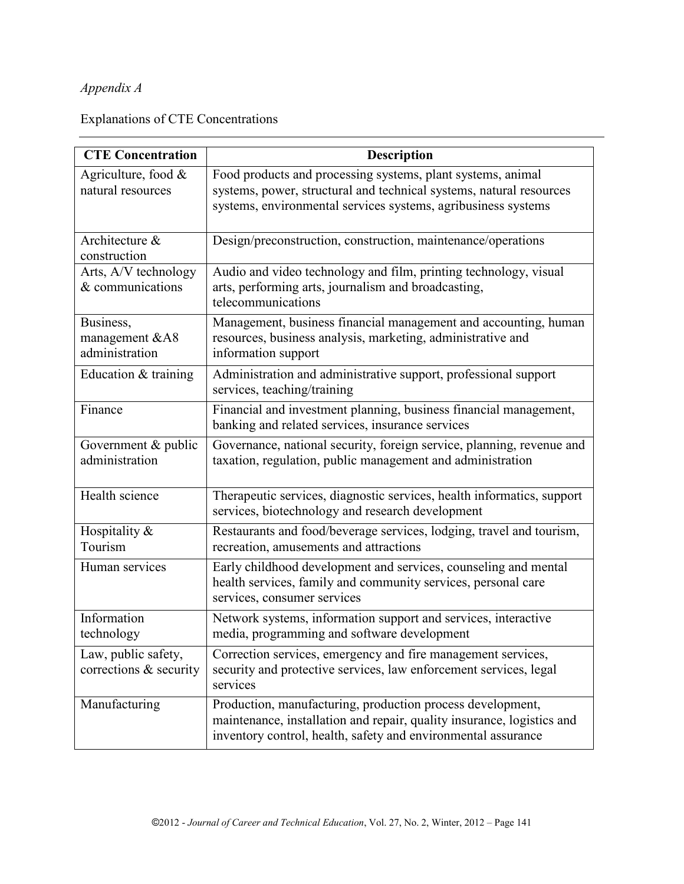*Appendix A*

Explanations of CTE Concentrations

| CTE Concentration | Description |
|---|---|
| Agriculture, food & natural resources | Food products and processing systems, plant systems, animal systems, power, structural and technical systems, natural resources systems, environmental services systems, agribusiness systems |
| Architecture & construction | Design/preconstruction, construction, maintenance/operations |
| Arts, A/V technology & communications | Audio and video technology and film, printing technology, visual arts, performing arts, journalism and broadcasting, telecommunications |
| Business, management &A8 administration | Management, business financial management and accounting, human resources, business analysis, marketing, administrative and information support |
| Education & training | Administration and administrative support, professional support services, teaching/training |
| Finance | Financial and investment planning, business financial management, banking and related services, insurance services |
| Government & public administration | Governance, national security, foreign service, planning, revenue and taxation, regulation, public management and administration |
| Health science | Therapeutic services, diagnostic services, health informatics, support services, biotechnology and research development |
| Hospitality & Tourism | Restaurants and food/beverage services, lodging, travel and tourism, recreation, amusements and attractions |
| Human services | Early childhood development and services, counseling and mental health services, family and community services, personal care services, consumer services |
| Information technology | Network systems, information support and services, interactive media, programming and software development |
| Law, public safety, corrections & security | Correction services, emergency and fire management services, security and protective services, law enforcement services, legal services |
| Manufacturing | Production, manufacturing, production process development, maintenance, installation and repair, quality insurance, logistics and inventory control, health, safety and environmental assurance |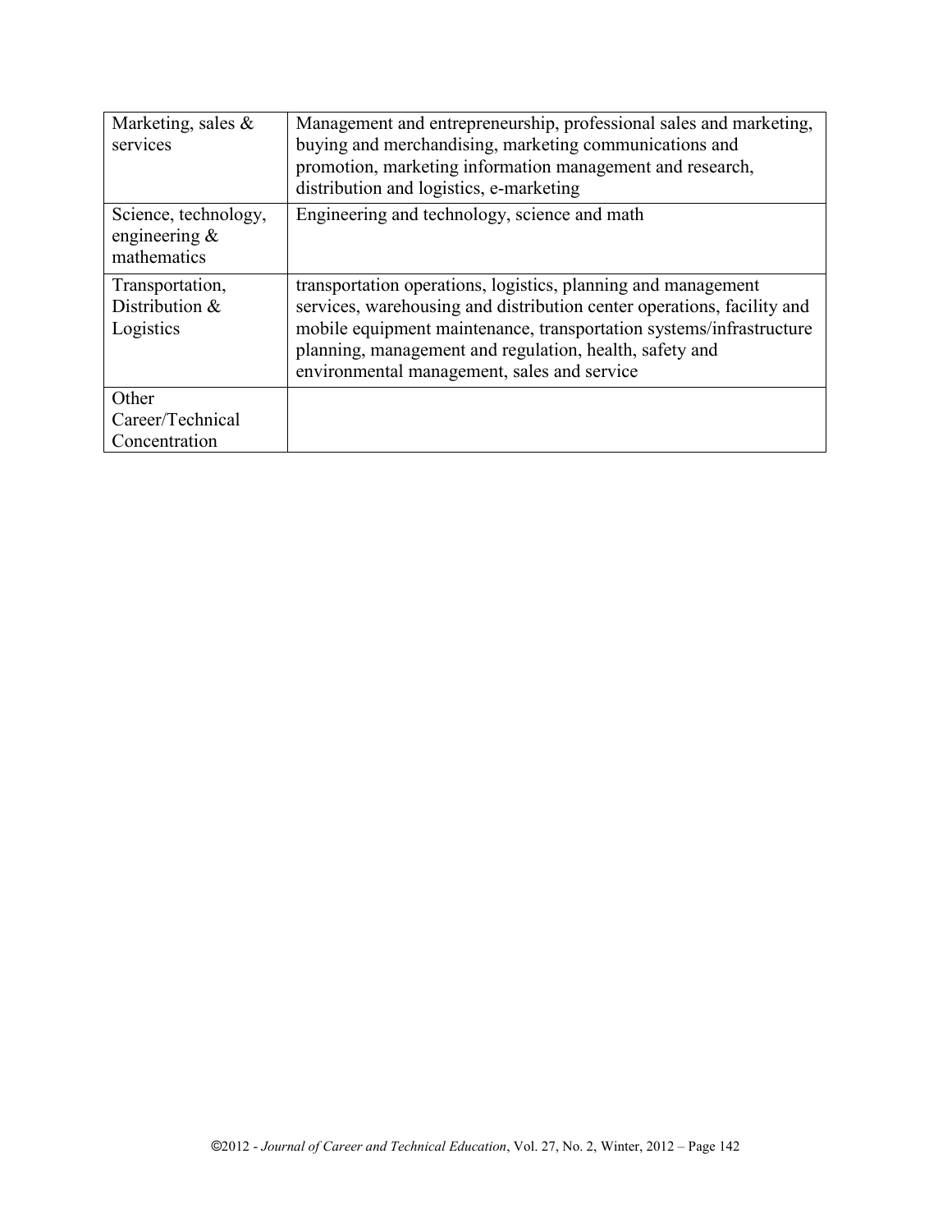| | |
|---|---|
| Marketing, sales & services | Management and entrepreneurship, professional sales and marketing, buying and merchandising, marketing communications and promotion, marketing information management and research, distribution and logistics, e-marketing |
| Science, technology, engineering & mathematics | Engineering and technology, science and math |
| Transportation, Distribution & Logistics | transportation operations, logistics, planning and management services, warehousing and distribution center operations, facility and mobile equipment maintenance, transportation systems/infrastructure planning, management and regulation, health, safety and environmental management, sales and service |
| Other Career/Technical Concentration | |